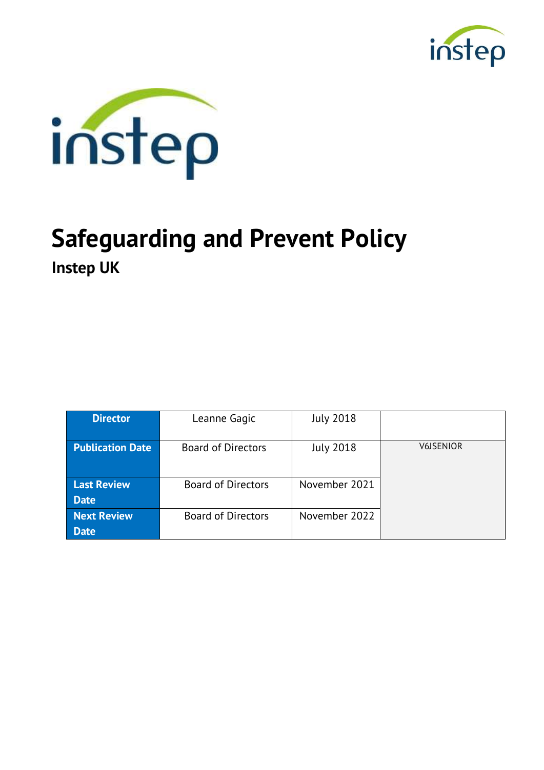# Safeguarding and Prevent Policy

## Instep UK

| Director | Leanne Gagic | July 2018 | |
|---|---|---|---|
| Publication Date | Board of Directors | July 2018 | V6JSENIOR |
| Last Review Date | Board of Directors | November 2021 | |
| Next Review Date | Board of Directors | November 2022 | |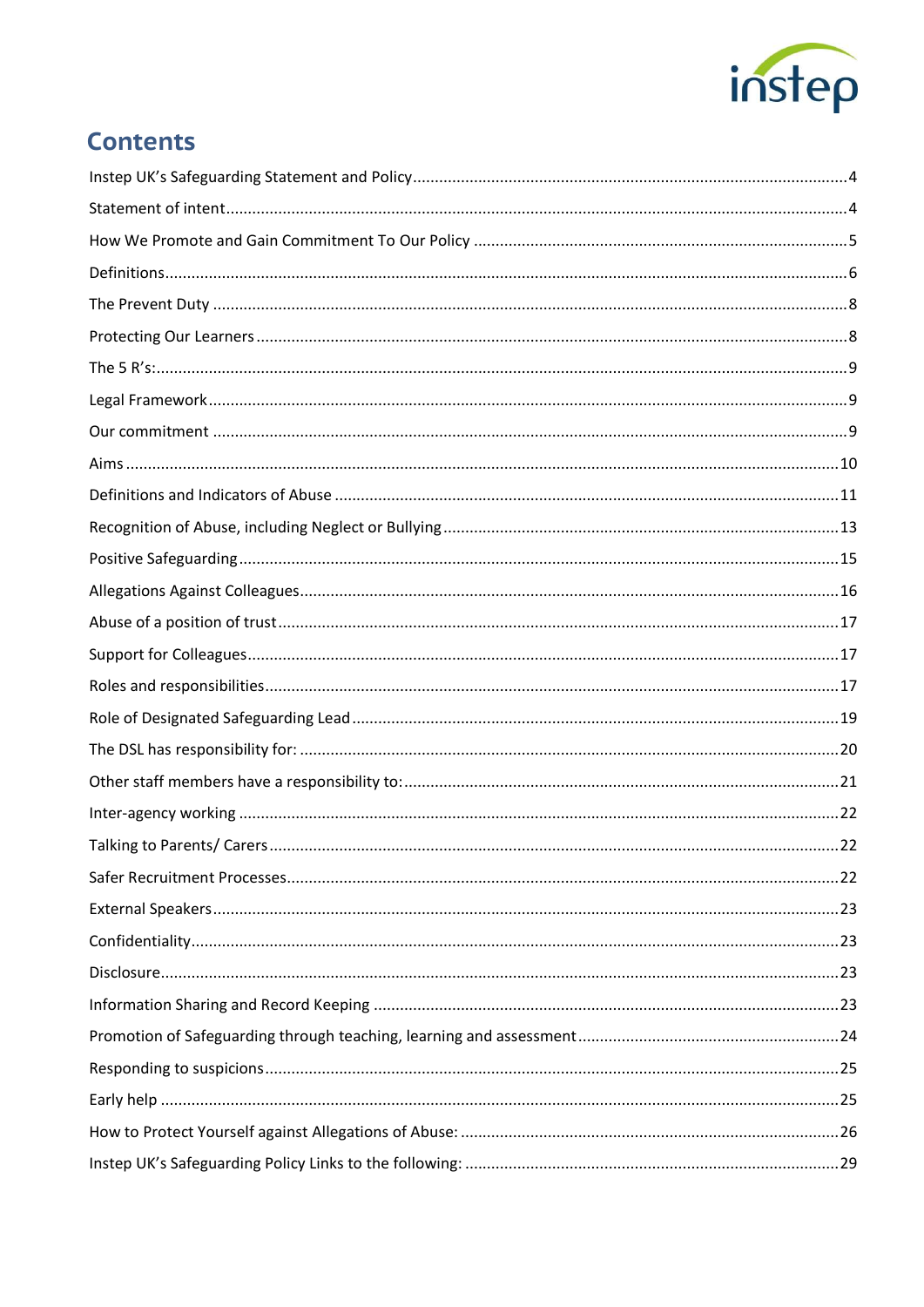# Contents

Instep UK's Safeguarding Statement and Policy....4

Statement of intent....4

How We Promote and Gain Commitment To Our Policy....5

Definitions....6

The Prevent Duty....8

Protecting Our Learners....8

The 5 R's:....9

Legal Framework....9

Our commitment....9

Aims....10

Definitions and Indicators of Abuse....11

Recognition of Abuse, including Neglect or Bullying....13

Positive Safeguarding....15

Allegations Against Colleagues....16

Abuse of a position of trust....17

Support for Colleagues....17

Roles and responsibilities....17

Role of Designated Safeguarding Lead....19

The DSL has responsibility for:....20

Other staff members have a responsibility to:....21

Inter-agency working....22

Talking to Parents/ Carers....22

Safer Recruitment Processes....22

External Speakers....23

Confidentiality....23

Disclosure....23

Information Sharing and Record Keeping....23

Promotion of Safeguarding through teaching, learning and assessment....24

Responding to suspicions....25

Early help....25

How to Protect Yourself against Allegations of Abuse:....26

Instep UK's Safeguarding Policy Links to the following:....29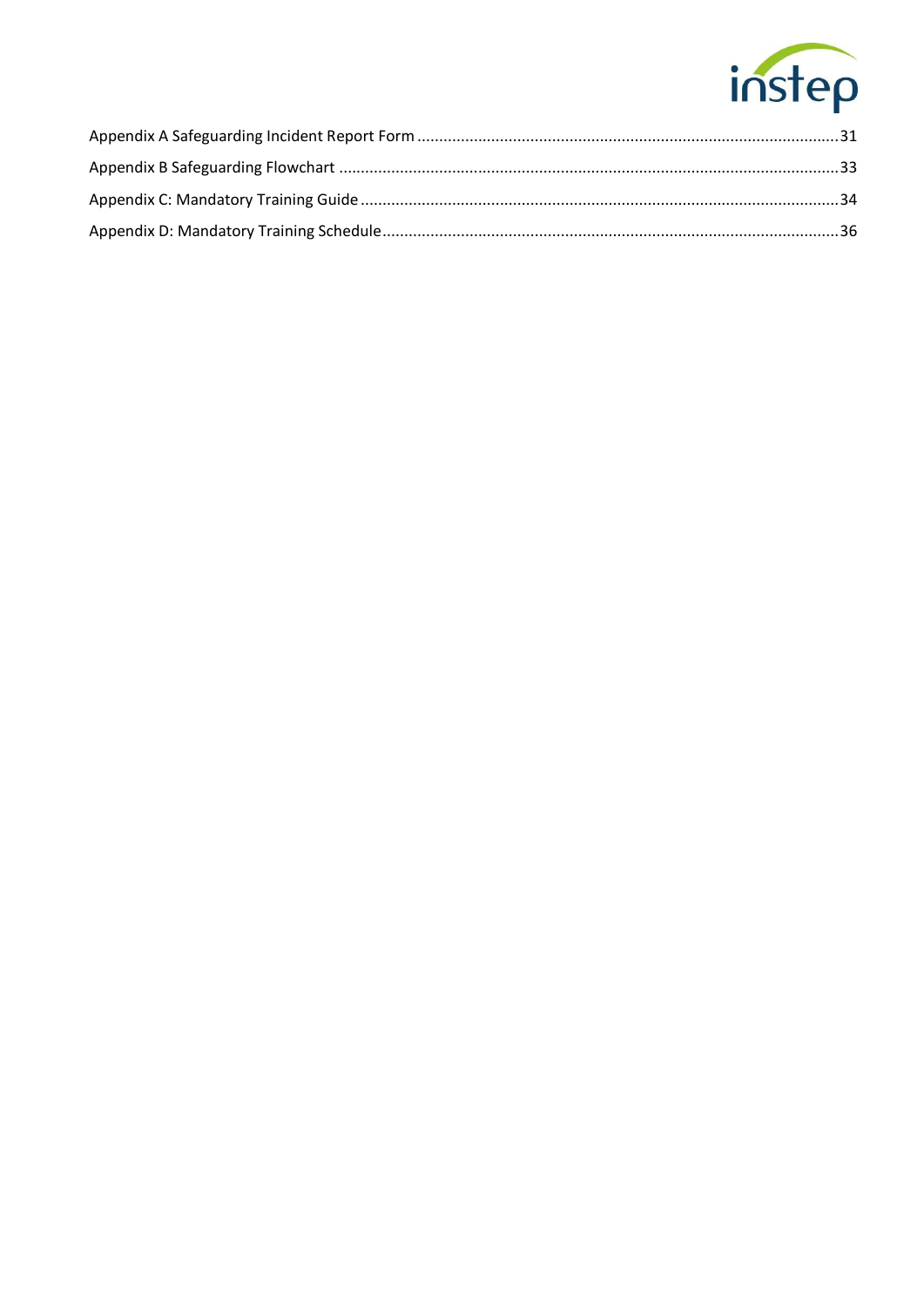Appendix A Safeguarding Incident Report Form ........................................................................................ 31

Appendix B Safeguarding Flowchart ........................................................................................................ 33

Appendix C: Mandatory Training Guide ................................................................................................... 34

Appendix D: Mandatory Training Schedule .............................................................................................. 36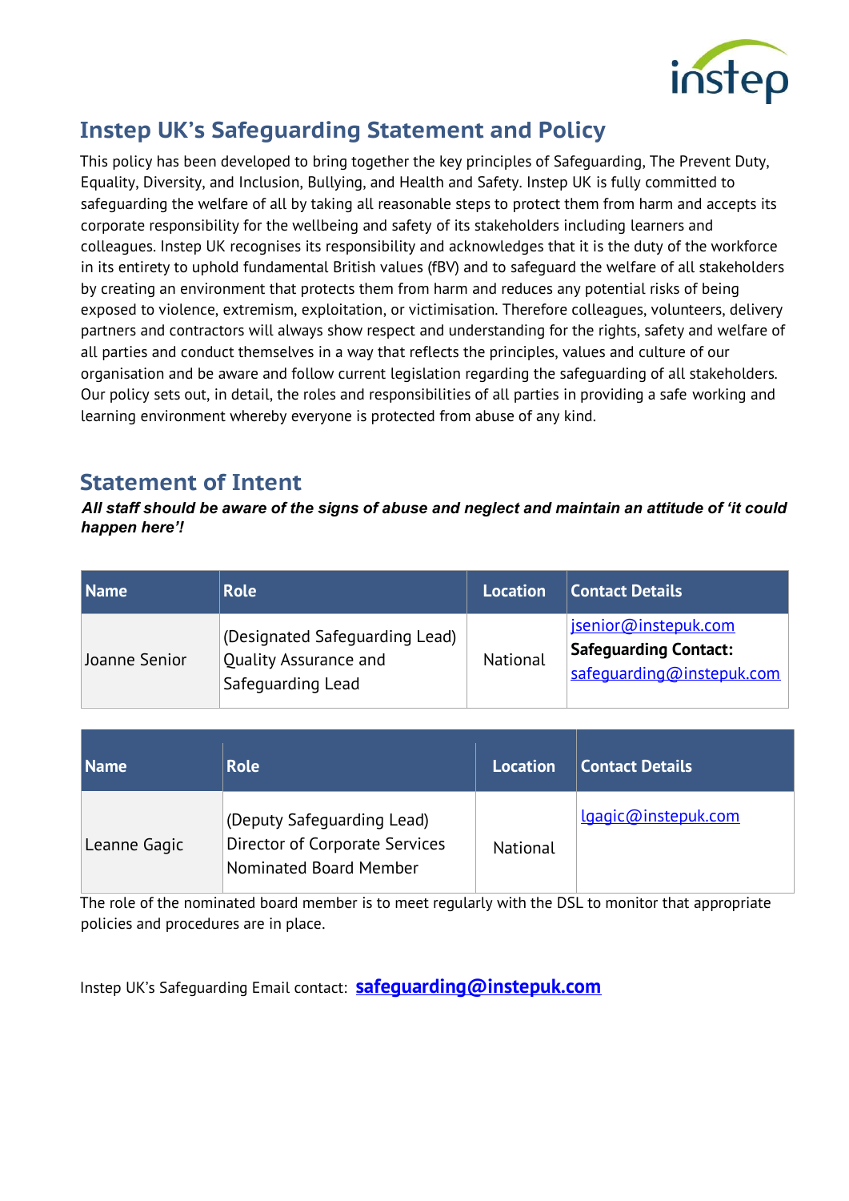## Instep UK's Safeguarding Statement and Policy

This policy has been developed to bring together the key principles of Safeguarding, The Prevent Duty, Equality, Diversity, and Inclusion, Bullying, and Health and Safety. Instep UK is fully committed to safeguarding the welfare of all by taking all reasonable steps to protect them from harm and accepts its corporate responsibility for the wellbeing and safety of its stakeholders including learners and colleagues. Instep UK recognises its responsibility and acknowledges that it is the duty of the workforce in its entirety to uphold fundamental British values (fBV) and to safeguard the welfare of all stakeholders by creating an environment that protects them from harm and reduces any potential risks of being exposed to violence, extremism, exploitation, or victimisation. Therefore colleagues, volunteers, delivery partners and contractors will always show respect and understanding for the rights, safety and welfare of all parties and conduct themselves in a way that reflects the principles, values and culture of our organisation and be aware and follow current legislation regarding the safeguarding of all stakeholders. Our policy sets out, in detail, the roles and responsibilities of all parties in providing a safe working and learning environment whereby everyone is protected from abuse of any kind.

## Statement of Intent

***All staff should be aware of the signs of abuse and neglect and maintain an attitude of 'it could happen here'!***

| Name | Role | Location | Contact Details |
|---|---|---|---|
| Joanne Senior | (Designated Safeguarding Lead) Quality Assurance and Safeguarding Lead | National | jsenior@instepuk.com **Safeguarding Contact:** safeguarding@instepuk.com |

| Name | Role | Location | Contact Details |
|---|---|---|---|
| Leanne Gagic | (Deputy Safeguarding Lead) Director of Corporate Services Nominated Board Member | National | lgagic@instepuk.com |

The role of the nominated board member is to meet regularly with the DSL to monitor that appropriate policies and procedures are in place.

Instep UK's Safeguarding Email contact: **safeguarding@instepuk.com**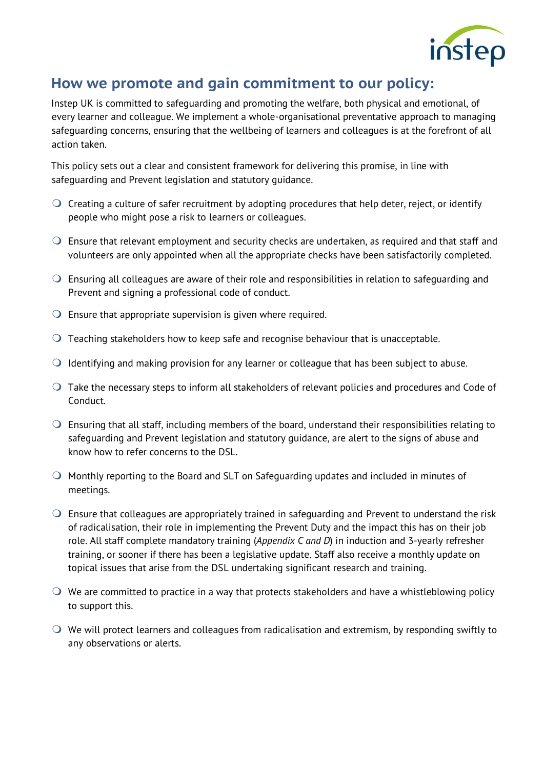## How we promote and gain commitment to our policy:

Instep UK is committed to safeguarding and promoting the welfare, both physical and emotional, of every learner and colleague. We implement a whole-organisational preventative approach to managing safeguarding concerns, ensuring that the wellbeing of learners and colleagues is at the forefront of all action taken.

This policy sets out a clear and consistent framework for delivering this promise, in line with safeguarding and Prevent legislation and statutory guidance.

- Creating a culture of safer recruitment by adopting procedures that help deter, reject, or identify people who might pose a risk to learners or colleagues.
- Ensure that relevant employment and security checks are undertaken, as required and that staff and volunteers are only appointed when all the appropriate checks have been satisfactorily completed.
- Ensuring all colleagues are aware of their role and responsibilities in relation to safeguarding and Prevent and signing a professional code of conduct.
- Ensure that appropriate supervision is given where required.
- Teaching stakeholders how to keep safe and recognise behaviour that is unacceptable.
- Identifying and making provision for any learner or colleague that has been subject to abuse.
- Take the necessary steps to inform all stakeholders of relevant policies and procedures and Code of Conduct.
- Ensuring that all staff, including members of the board, understand their responsibilities relating to safeguarding and Prevent legislation and statutory guidance, are alert to the signs of abuse and know how to refer concerns to the DSL.
- Monthly reporting to the Board and SLT on Safeguarding updates and included in minutes of meetings.
- Ensure that colleagues are appropriately trained in safeguarding and Prevent to understand the risk of radicalisation, their role in implementing the Prevent Duty and the impact this has on their job role. All staff complete mandatory training (*Appendix C and D*) in induction and 3-yearly refresher training, or sooner if there has been a legislative update. Staff also receive a monthly update on topical issues that arise from the DSL undertaking significant research and training.
- We are committed to practice in a way that protects stakeholders and have a whistleblowing policy to support this.
- We will protect learners and colleagues from radicalisation and extremism, by responding swiftly to any observations or alerts.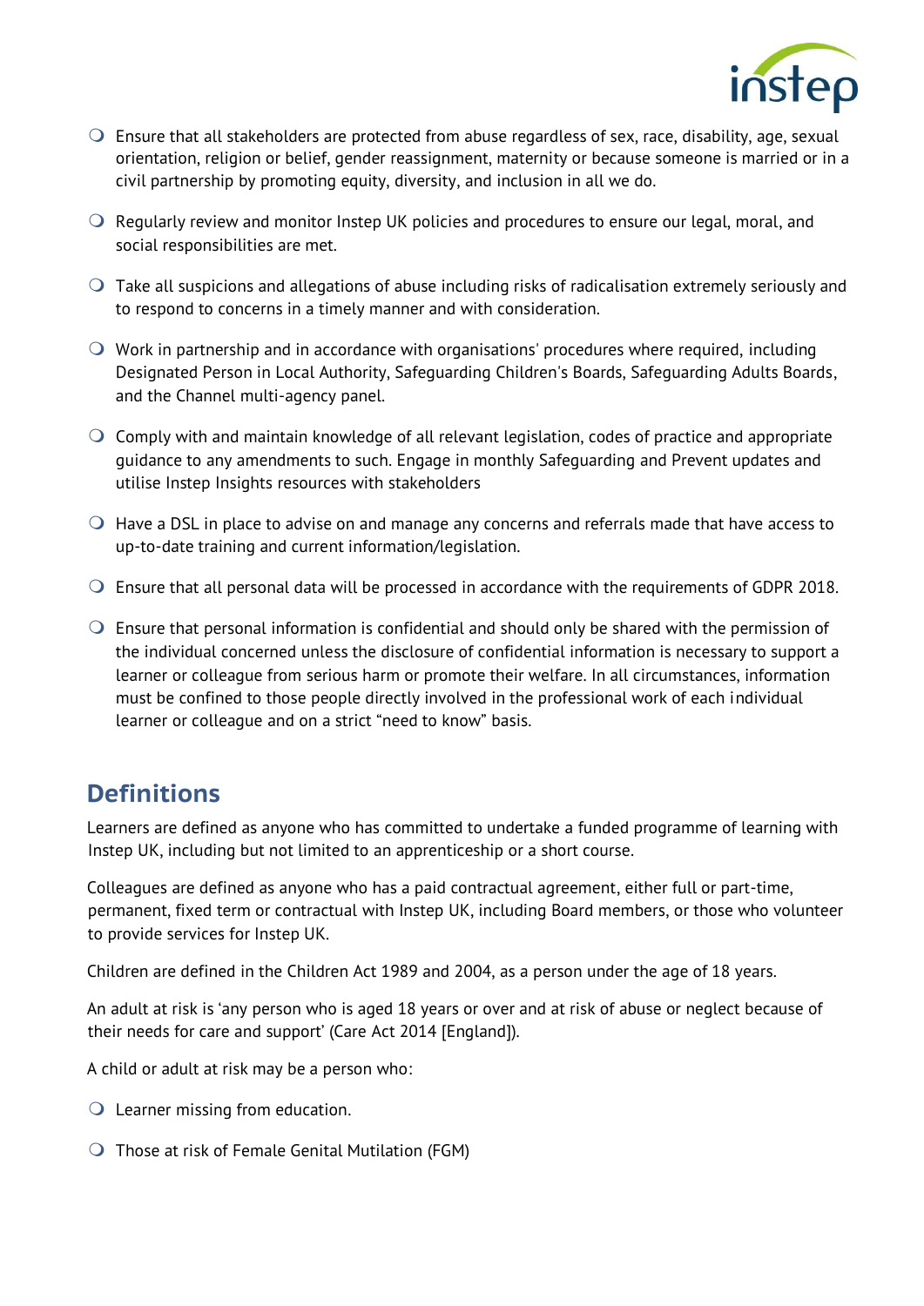- Ensure that all stakeholders are protected from abuse regardless of sex, race, disability, age, sexual orientation, religion or belief, gender reassignment, maternity or because someone is married or in a civil partnership by promoting equity, diversity, and inclusion in all we do.
- Regularly review and monitor Instep UK policies and procedures to ensure our legal, moral, and social responsibilities are met.
- Take all suspicions and allegations of abuse including risks of radicalisation extremely seriously and to respond to concerns in a timely manner and with consideration.
- Work in partnership and in accordance with organisations' procedures where required, including Designated Person in Local Authority, Safeguarding Children's Boards, Safeguarding Adults Boards, and the Channel multi-agency panel.
- Comply with and maintain knowledge of all relevant legislation, codes of practice and appropriate guidance to any amendments to such. Engage in monthly Safeguarding and Prevent updates and utilise Instep Insights resources with stakeholders
- Have a DSL in place to advise on and manage any concerns and referrals made that have access to up-to-date training and current information/legislation.
- Ensure that all personal data will be processed in accordance with the requirements of GDPR 2018.
- Ensure that personal information is confidential and should only be shared with the permission of the individual concerned unless the disclosure of confidential information is necessary to support a learner or colleague from serious harm or promote their welfare. In all circumstances, information must be confined to those people directly involved in the professional work of each individual learner or colleague and on a strict "need to know" basis.

## Definitions

Learners are defined as anyone who has committed to undertake a funded programme of learning with Instep UK, including but not limited to an apprenticeship or a short course.

Colleagues are defined as anyone who has a paid contractual agreement, either full or part-time, permanent, fixed term or contractual with Instep UK, including Board members, or those who volunteer to provide services for Instep UK.

Children are defined in the Children Act 1989 and 2004, as a person under the age of 18 years.

An adult at risk is 'any person who is aged 18 years or over and at risk of abuse or neglect because of their needs for care and support' (Care Act 2014 [England]).

A child or adult at risk may be a person who:

- Learner missing from education.
- Those at risk of Female Genital Mutilation (FGM)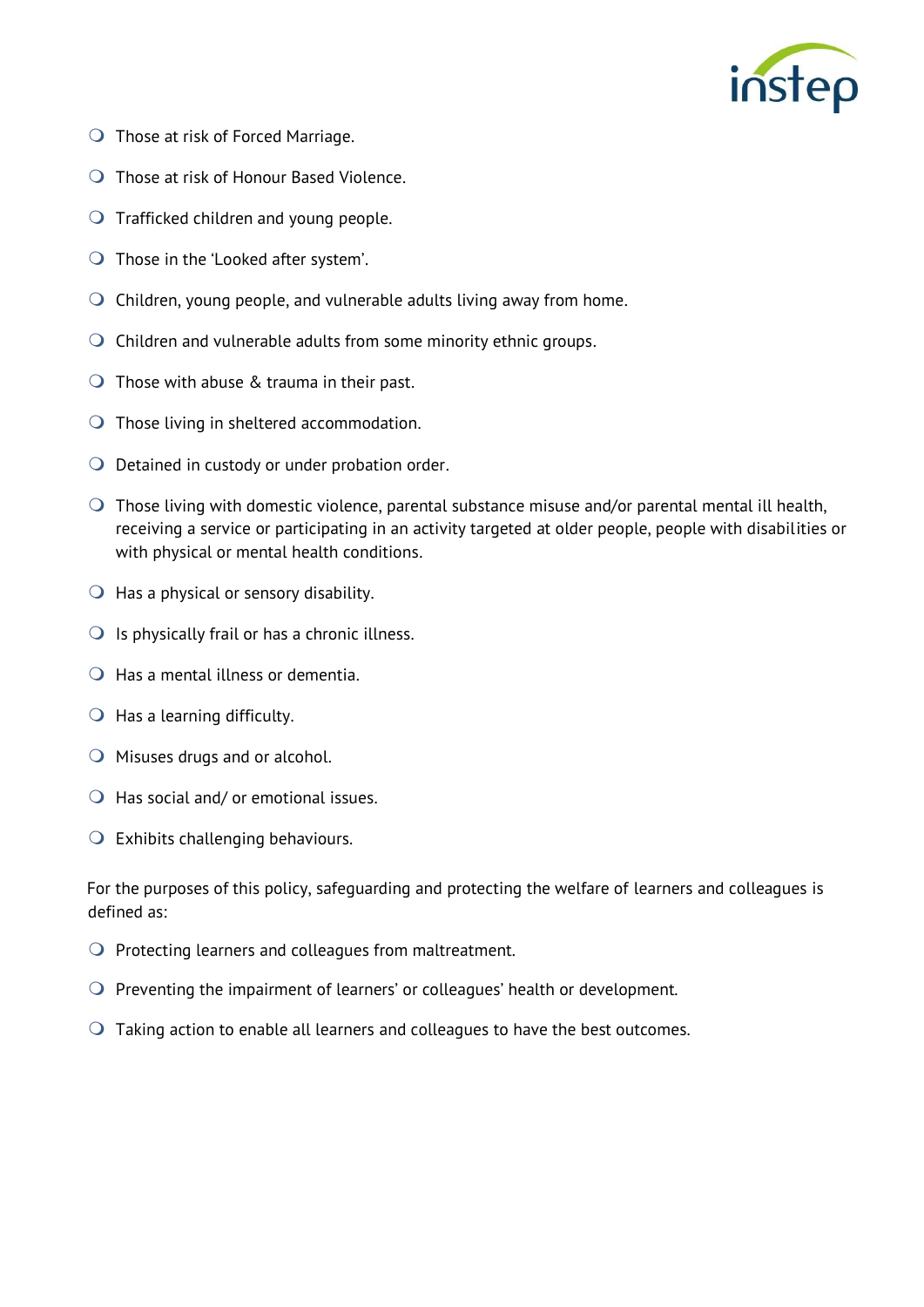- Those at risk of Forced Marriage.
- Those at risk of Honour Based Violence.
- Trafficked children and young people.
- Those in the 'Looked after system'.
- Children, young people, and vulnerable adults living away from home.
- Children and vulnerable adults from some minority ethnic groups.
- Those with abuse & trauma in their past.
- Those living in sheltered accommodation.
- Detained in custody or under probation order.
- Those living with domestic violence, parental substance misuse and/or parental mental ill health, receiving a service or participating in an activity targeted at older people, people with disabilities or with physical or mental health conditions.
- Has a physical or sensory disability.
- Is physically frail or has a chronic illness.
- Has a mental illness or dementia.
- Has a learning difficulty.
- Misuses drugs and or alcohol.
- Has social and/ or emotional issues.
- Exhibits challenging behaviours.

For the purposes of this policy, safeguarding and protecting the welfare of learners and colleagues is defined as:

- Protecting learners and colleagues from maltreatment.
- Preventing the impairment of learners' or colleagues' health or development.
- Taking action to enable all learners and colleagues to have the best outcomes.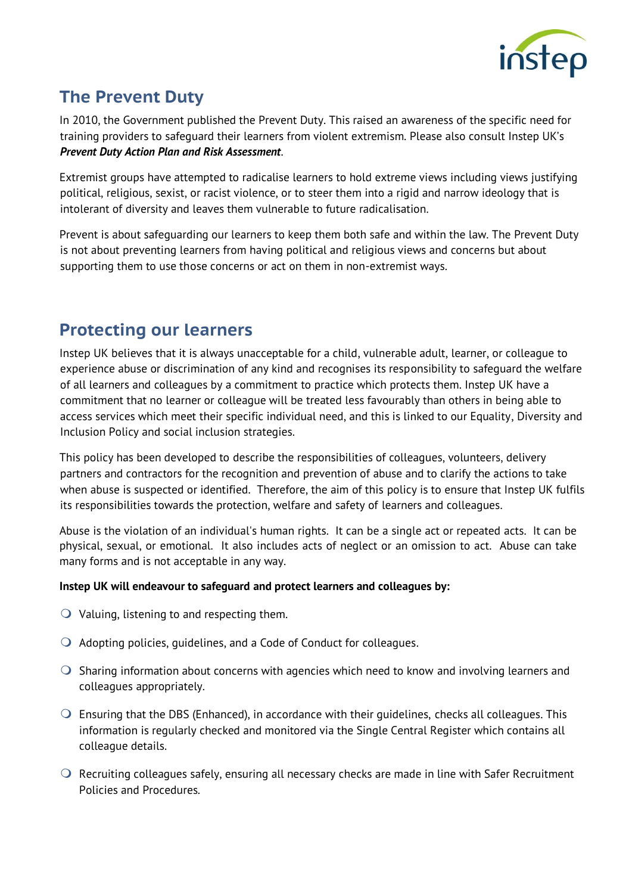## The Prevent Duty

In 2010, the Government published the Prevent Duty. This raised an awareness of the specific need for training providers to safeguard their learners from violent extremism. Please also consult Instep UK's ***Prevent Duty Action Plan and Risk Assessment***.

Extremist groups have attempted to radicalise learners to hold extreme views including views justifying political, religious, sexist, or racist violence, or to steer them into a rigid and narrow ideology that is intolerant of diversity and leaves them vulnerable to future radicalisation.

Prevent is about safeguarding our learners to keep them both safe and within the law. The Prevent Duty is not about preventing learners from having political and religious views and concerns but about supporting them to use those concerns or act on them in non-extremist ways.

## Protecting our learners

Instep UK believes that it is always unacceptable for a child, vulnerable adult, learner, or colleague to experience abuse or discrimination of any kind and recognises its responsibility to safeguard the welfare of all learners and colleagues by a commitment to practice which protects them. Instep UK have a commitment that no learner or colleague will be treated less favourably than others in being able to access services which meet their specific individual need, and this is linked to our Equality, Diversity and Inclusion Policy and social inclusion strategies.

This policy has been developed to describe the responsibilities of colleagues, volunteers, delivery partners and contractors for the recognition and prevention of abuse and to clarify the actions to take when abuse is suspected or identified. Therefore, the aim of this policy is to ensure that Instep UK fulfils its responsibilities towards the protection, welfare and safety of learners and colleagues.

Abuse is the violation of an individual's human rights. It can be a single act or repeated acts. It can be physical, sexual, or emotional. It also includes acts of neglect or an omission to act. Abuse can take many forms and is not acceptable in any way.

**Instep UK will endeavour to safeguard and protect learners and colleagues by:**

- Valuing, listening to and respecting them.
- Adopting policies, guidelines, and a Code of Conduct for colleagues.
- Sharing information about concerns with agencies which need to know and involving learners and colleagues appropriately.
- Ensuring that the DBS (Enhanced), in accordance with their guidelines, checks all colleagues. This information is regularly checked and monitored via the Single Central Register which contains all colleague details.
- Recruiting colleagues safely, ensuring all necessary checks are made in line with Safer Recruitment Policies and Procedures.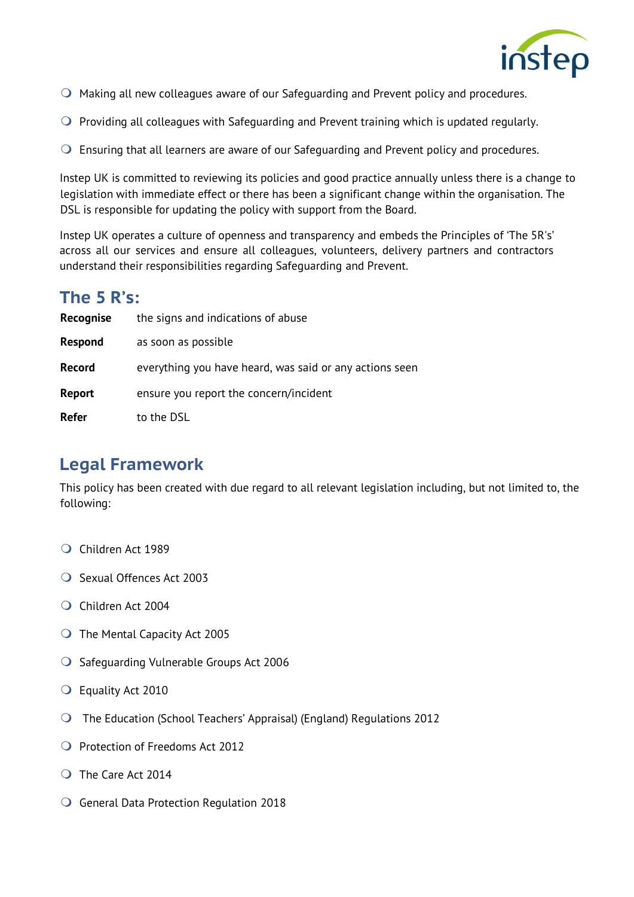- Making all new colleagues aware of our Safeguarding and Prevent policy and procedures.
- Providing all colleagues with Safeguarding and Prevent training which is updated regularly.
- Ensuring that all learners are aware of our Safeguarding and Prevent policy and procedures.

Instep UK is committed to reviewing its policies and good practice annually unless there is a change to legislation with immediate effect or there has been a significant change within the organisation. The DSL is responsible for updating the policy with support from the Board.

Instep UK operates a culture of openness and transparency and embeds the Principles of 'The 5R's' across all our services and ensure all colleagues, volunteers, delivery partners and contractors understand their responsibilities regarding Safeguarding and Prevent.

## The 5 R's:

| | |
|---|---|
| **Recognise** | the signs and indications of abuse |
| **Respond** | as soon as possible |
| **Record** | everything you have heard, was said or any actions seen |
| **Report** | ensure you report the concern/incident |
| **Refer** | to the DSL |

## Legal Framework

This policy has been created with due regard to all relevant legislation including, but not limited to, the following:

- Children Act 1989
- Sexual Offences Act 2003
- Children Act 2004
- The Mental Capacity Act 2005
- Safeguarding Vulnerable Groups Act 2006
- Equality Act 2010
- The Education (School Teachers' Appraisal) (England) Regulations 2012
- Protection of Freedoms Act 2012
- The Care Act 2014
- General Data Protection Regulation 2018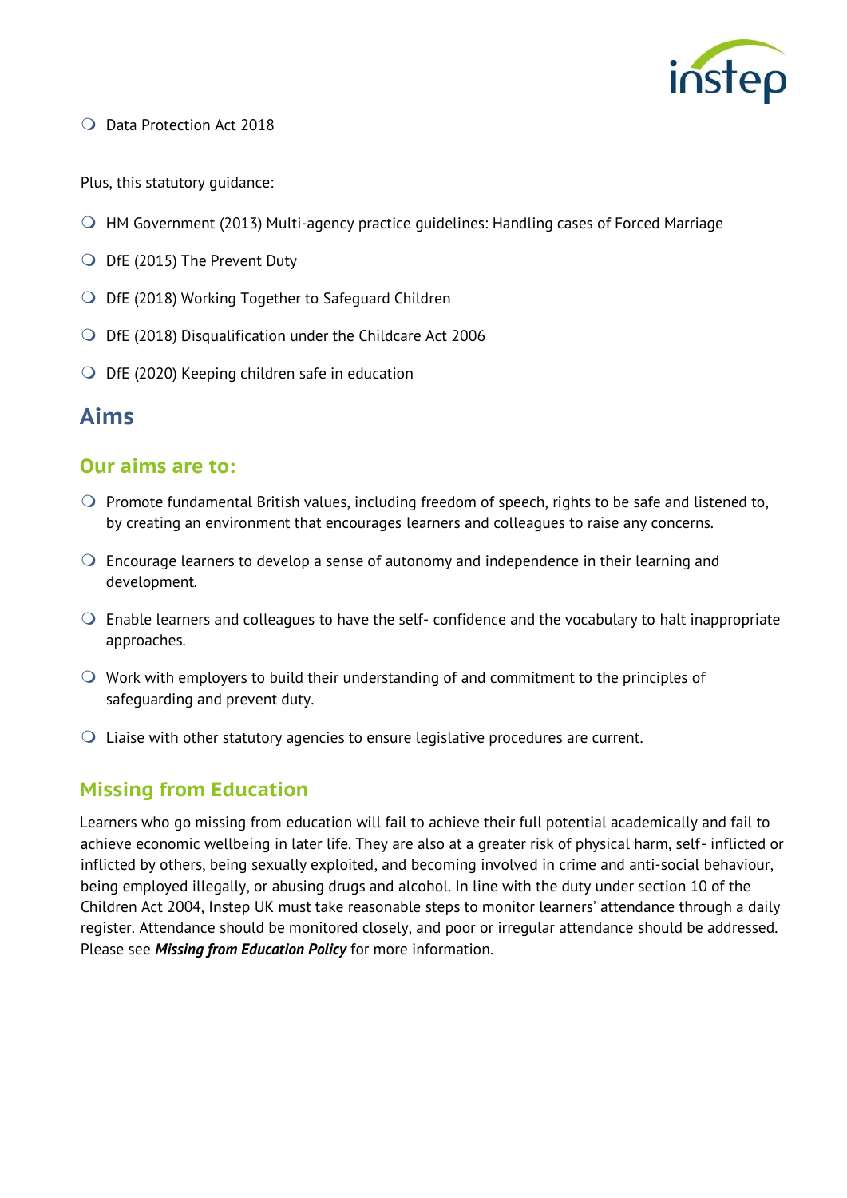- Data Protection Act 2018

Plus, this statutory guidance:

- HM Government (2013) Multi-agency practice guidelines: Handling cases of Forced Marriage
- DfE (2015) The Prevent Duty
- DfE (2018) Working Together to Safeguard Children
- DfE (2018) Disqualification under the Childcare Act 2006
- DfE (2020) Keeping children safe in education

## Aims

### Our aims are to:

- Promote fundamental British values, including freedom of speech, rights to be safe and listened to, by creating an environment that encourages learners and colleagues to raise any concerns.
- Encourage learners to develop a sense of autonomy and independence in their learning and development.
- Enable learners and colleagues to have the self- confidence and the vocabulary to halt inappropriate approaches.
- Work with employers to build their understanding of and commitment to the principles of safeguarding and prevent duty.
- Liaise with other statutory agencies to ensure legislative procedures are current.

### Missing from Education

Learners who go missing from education will fail to achieve their full potential academically and fail to achieve economic wellbeing in later life. They are also at a greater risk of physical harm, self- inflicted or inflicted by others, being sexually exploited, and becoming involved in crime and anti-social behaviour, being employed illegally, or abusing drugs and alcohol. In line with the duty under section 10 of the Children Act 2004, Instep UK must take reasonable steps to monitor learners' attendance through a daily register. Attendance should be monitored closely, and poor or irregular attendance should be addressed. Please see ***Missing from Education Policy*** for more information.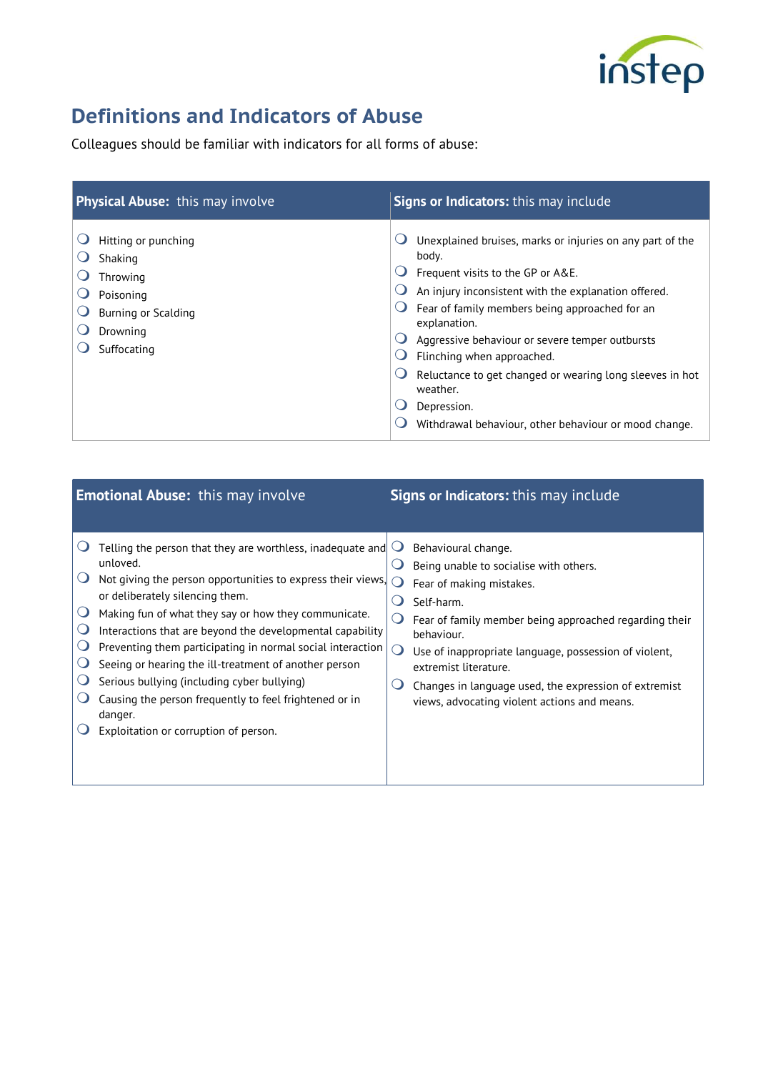# Definitions and Indicators of Abuse

Colleagues should be familiar with indicators for all forms of abuse:

| **Physical Abuse:** this may involve | **Signs or Indicators:** this may include |
|---|---|
| ❍ Hitting or punching<br>❍ Shaking<br>❍ Throwing<br>❍ Poisoning<br>❍ Burning or Scalding<br>❍ Drowning<br>❍ Suffocating | ❍ Unexplained bruises, marks or injuries on any part of the body.<br>❍ Frequent visits to the GP or A&E.<br>❍ An injury inconsistent with the explanation offered.<br>❍ Fear of family members being approached for an explanation.<br>❍ Aggressive behaviour or severe temper outbursts<br>❍ Flinching when approached.<br>❍ Reluctance to get changed or wearing long sleeves in hot weather.<br>❍ Depression.<br>❍ Withdrawal behaviour, other behaviour or mood change. |

| **Emotional Abuse:** this may involve | **Signs or Indicators:** this may include |
|---|---|
| ❍ Telling the person that they are worthless, inadequate and unloved.<br>❍ Not giving the person opportunities to express their views, or deliberately silencing them.<br>❍ Making fun of what they say or how they communicate.<br>❍ Interactions that are beyond the developmental capability<br>❍ Preventing them participating in normal social interaction<br>❍ Seeing or hearing the ill-treatment of another person<br>❍ Serious bullying (including cyber bullying)<br>❍ Causing the person frequently to feel frightened or in danger.<br>❍ Exploitation or corruption of person. | ❍ Behavioural change.<br>❍ Being unable to socialise with others.<br>❍ Fear of making mistakes.<br>❍ Self-harm.<br>❍ Fear of family member being approached regarding their behaviour.<br>❍ Use of inappropriate language, possession of violent, extremist literature.<br>❍ Changes in language used, the expression of extremist views, advocating violent actions and means. |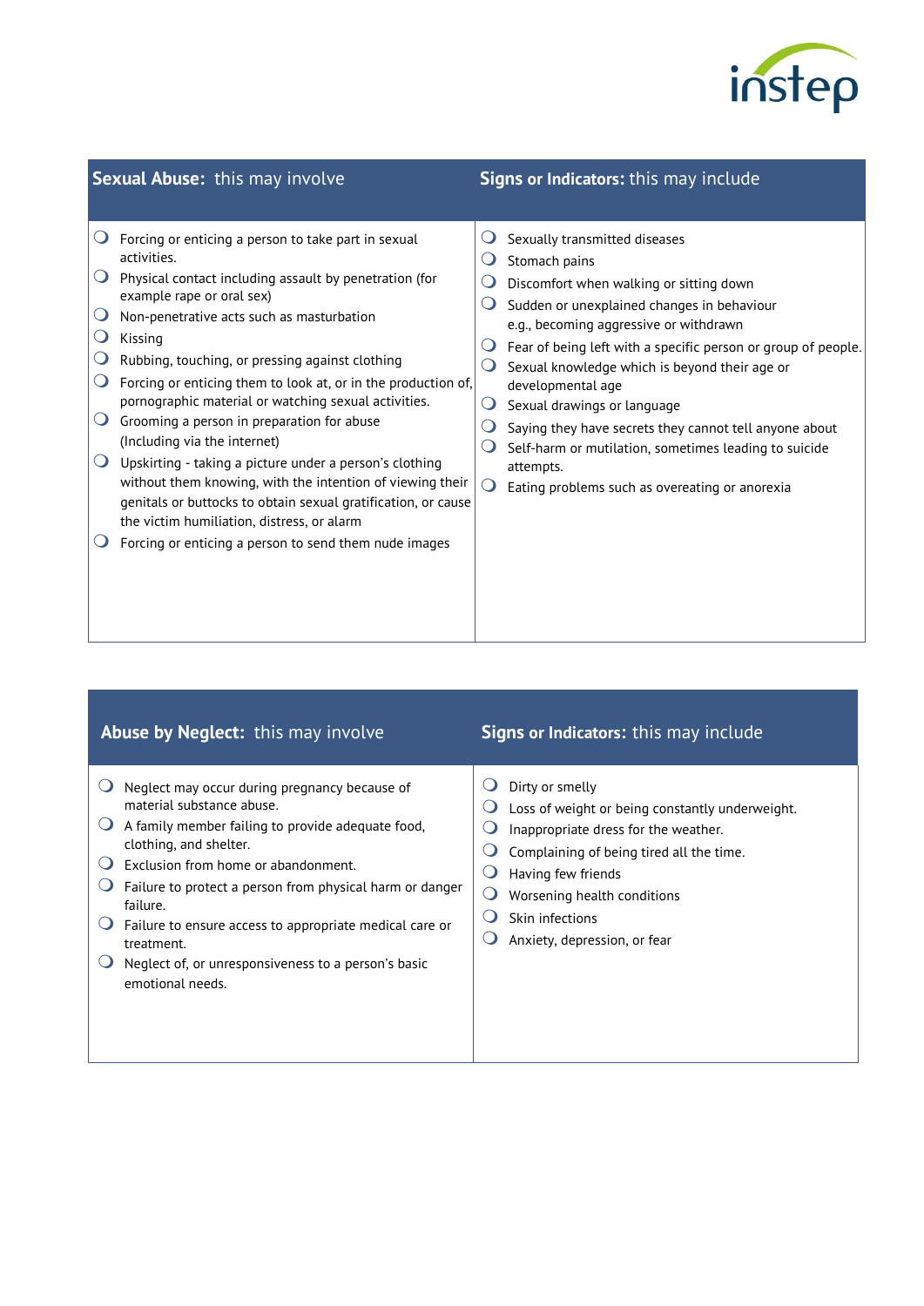| **Sexual Abuse:** this may involve | **Signs or Indicators:** this may include |
|---|---|
| ❍ Forcing or enticing a person to take part in sexual activities.<br>❍ Physical contact including assault by penetration (for example rape or oral sex)<br>❍ Non-penetrative acts such as masturbation<br>❍ Kissing<br>❍ Rubbing, touching, or pressing against clothing<br>❍ Forcing or enticing them to look at, or in the production of, pornographic material or watching sexual activities.<br>❍ Grooming a person in preparation for abuse (Including via the internet)<br>❍ Upskirting - taking a picture under a person's clothing without them knowing, with the intention of viewing their genitals or buttocks to obtain sexual gratification, or cause the victim humiliation, distress, or alarm<br>❍ Forcing or enticing a person to send them nude images | ❍ Sexually transmitted diseases<br>❍ Stomach pains<br>❍ Discomfort when walking or sitting down<br>❍ Sudden or unexplained changes in behaviour e.g., becoming aggressive or withdrawn<br>❍ Fear of being left with a specific person or group of people.<br>❍ Sexual knowledge which is beyond their age or developmental age<br>❍ Sexual drawings or language<br>❍ Saying they have secrets they cannot tell anyone about<br>❍ Self-harm or mutilation, sometimes leading to suicide attempts.<br>❍ Eating problems such as overeating or anorexia |

| **Abuse by Neglect:** this may involve | **Signs or Indicators:** this may include |
|---|---|
| ❍ Neglect may occur during pregnancy because of material substance abuse.<br>❍ A family member failing to provide adequate food, clothing, and shelter.<br>❍ Exclusion from home or abandonment.<br>❍ Failure to protect a person from physical harm or danger failure.<br>❍ Failure to ensure access to appropriate medical care or treatment.<br>❍ Neglect of, or unresponsiveness to a person's basic emotional needs. | ❍ Dirty or smelly<br>❍ Loss of weight or being constantly underweight.<br>❍ Inappropriate dress for the weather.<br>❍ Complaining of being tired all the time.<br>❍ Having few friends<br>❍ Worsening health conditions<br>❍ Skin infections<br>❍ Anxiety, depression, or fear |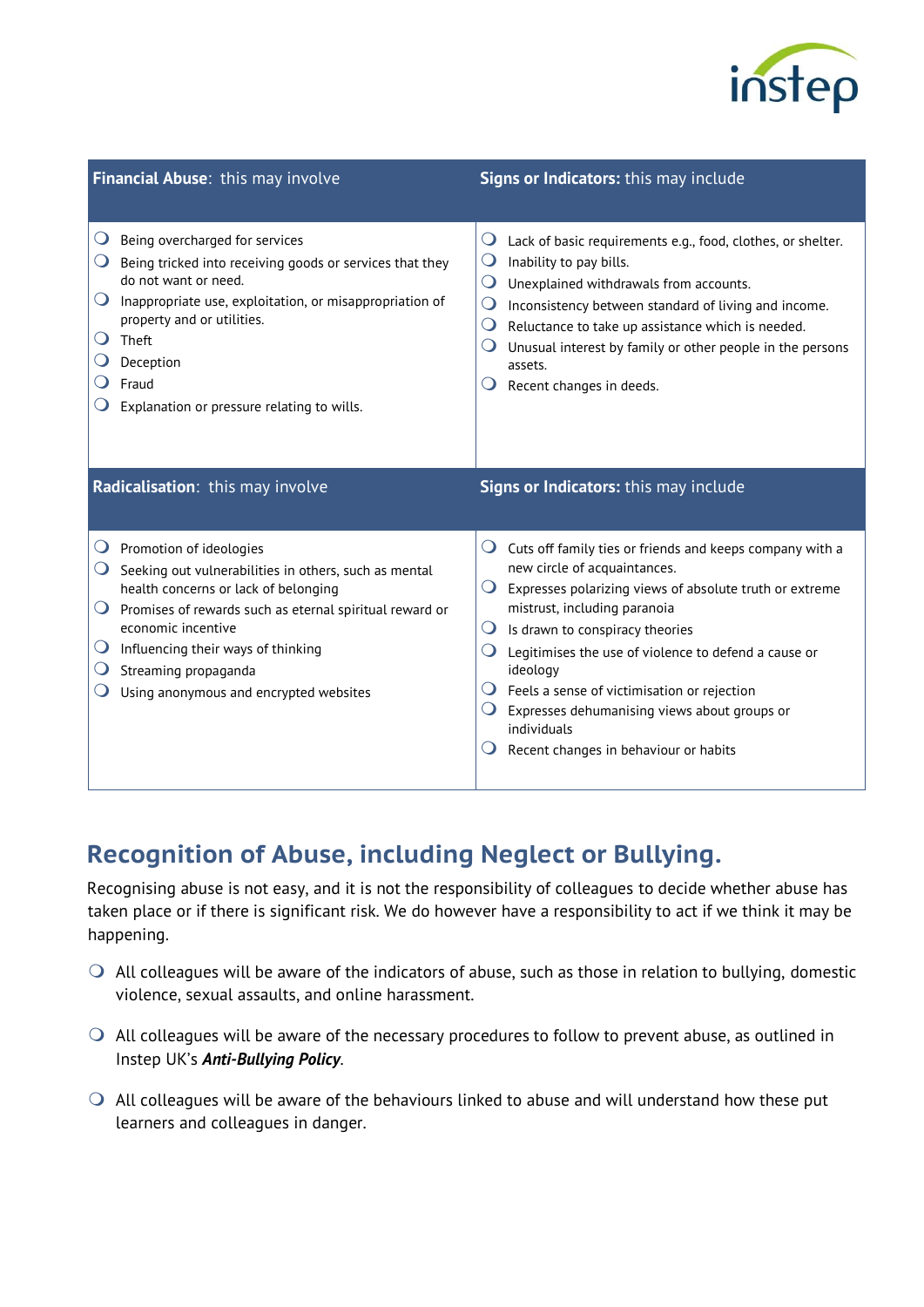| **Financial Abuse**: this may involve | **Signs or Indicators:** this may include |
|---|---|
| ❍ Being overcharged for services<br>❍ Being tricked into receiving goods or services that they do not want or need.<br>❍ Inappropriate use, exploitation, or misappropriation of property and or utilities.<br>❍ Theft<br>❍ Deception<br>❍ Fraud<br>❍ Explanation or pressure relating to wills. | ❍ Lack of basic requirements e.g., food, clothes, or shelter.<br>❍ Inability to pay bills.<br>❍ Unexplained withdrawals from accounts.<br>❍ Inconsistency between standard of living and income.<br>❍ Reluctance to take up assistance which is needed.<br>❍ Unusual interest by family or other people in the persons assets.<br>❍ Recent changes in deeds. |
| **Radicalisation**: this may involve | **Signs or Indicators:** this may include |
| ❍ Promotion of ideologies<br>❍ Seeking out vulnerabilities in others, such as mental health concerns or lack of belonging<br>❍ Promises of rewards such as eternal spiritual reward or economic incentive<br>❍ Influencing their ways of thinking<br>❍ Streaming propaganda<br>❍ Using anonymous and encrypted websites | ❍ Cuts off family ties or friends and keeps company with a new circle of acquaintances.<br>❍ Expresses polarizing views of absolute truth or extreme mistrust, including paranoia<br>❍ Is drawn to conspiracy theories<br>❍ Legitimises the use of violence to defend a cause or ideology<br>❍ Feels a sense of victimisation or rejection<br>❍ Expresses dehumanising views about groups or individuals<br>❍ Recent changes in behaviour or habits |

## Recognition of Abuse, including Neglect or Bullying.

Recognising abuse is not easy, and it is not the responsibility of colleagues to decide whether abuse has taken place or if there is significant risk. We do however have a responsibility to act if we think it may be happening.

- All colleagues will be aware of the indicators of abuse, such as those in relation to bullying, domestic violence, sexual assaults, and online harassment.
- All colleagues will be aware of the necessary procedures to follow to prevent abuse, as outlined in Instep UK's ***Anti-Bullying Policy***.
- All colleagues will be aware of the behaviours linked to abuse and will understand how these put learners and colleagues in danger.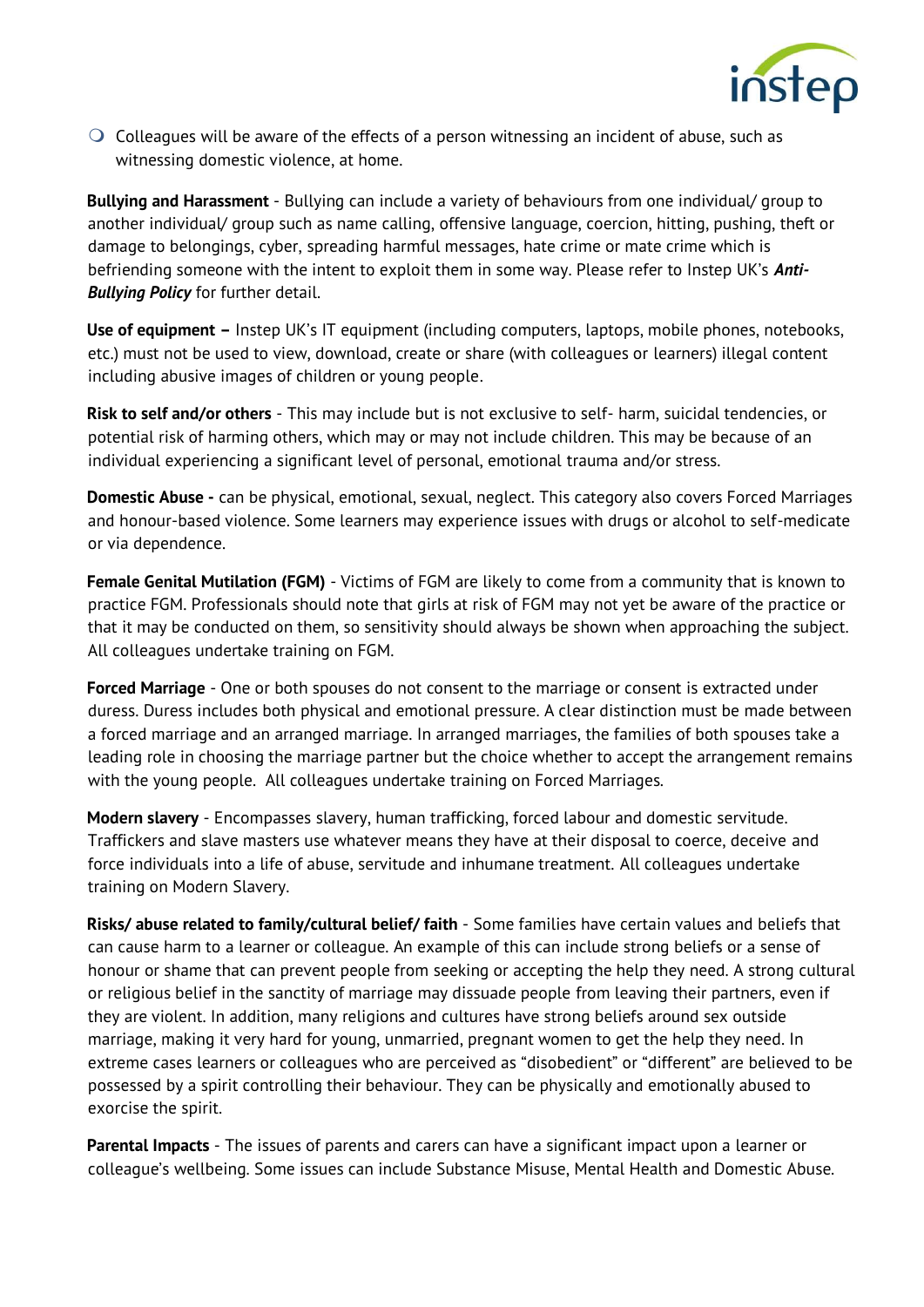- Colleagues will be aware of the effects of a person witnessing an incident of abuse, such as witnessing domestic violence, at home.

**Bullying and Harassment** - Bullying can include a variety of behaviours from one individual/ group to another individual/ group such as name calling, offensive language, coercion, hitting, pushing, theft or damage to belongings, cyber, spreading harmful messages, hate crime or mate crime which is befriending someone with the intent to exploit them in some way. Please refer to Instep UK's ***Anti-Bullying Policy*** for further detail.

**Use of equipment –** Instep UK's IT equipment (including computers, laptops, mobile phones, notebooks, etc.) must not be used to view, download, create or share (with colleagues or learners) illegal content including abusive images of children or young people.

**Risk to self and/or others** - This may include but is not exclusive to self- harm, suicidal tendencies, or potential risk of harming others, which may or may not include children. This may be because of an individual experiencing a significant level of personal, emotional trauma and/or stress.

**Domestic Abuse -** can be physical, emotional, sexual, neglect. This category also covers Forced Marriages and honour-based violence. Some learners may experience issues with drugs or alcohol to self-medicate or via dependence.

**Female Genital Mutilation (FGM)** - Victims of FGM are likely to come from a community that is known to practice FGM. Professionals should note that girls at risk of FGM may not yet be aware of the practice or that it may be conducted on them, so sensitivity should always be shown when approaching the subject. All colleagues undertake training on FGM.

**Forced Marriage** - One or both spouses do not consent to the marriage or consent is extracted under duress. Duress includes both physical and emotional pressure. A clear distinction must be made between a forced marriage and an arranged marriage. In arranged marriages, the families of both spouses take a leading role in choosing the marriage partner but the choice whether to accept the arrangement remains with the young people. All colleagues undertake training on Forced Marriages.

**Modern slavery** - Encompasses slavery, human trafficking, forced labour and domestic servitude. Traffickers and slave masters use whatever means they have at their disposal to coerce, deceive and force individuals into a life of abuse, servitude and inhumane treatment. All colleagues undertake training on Modern Slavery.

**Risks/ abuse related to family/cultural belief/ faith** - Some families have certain values and beliefs that can cause harm to a learner or colleague. An example of this can include strong beliefs or a sense of honour or shame that can prevent people from seeking or accepting the help they need. A strong cultural or religious belief in the sanctity of marriage may dissuade people from leaving their partners, even if they are violent. In addition, many religions and cultures have strong beliefs around sex outside marriage, making it very hard for young, unmarried, pregnant women to get the help they need. In extreme cases learners or colleagues who are perceived as "disobedient" or "different" are believed to be possessed by a spirit controlling their behaviour. They can be physically and emotionally abused to exorcise the spirit.

**Parental Impacts** - The issues of parents and carers can have a significant impact upon a learner or colleague's wellbeing. Some issues can include Substance Misuse, Mental Health and Domestic Abuse.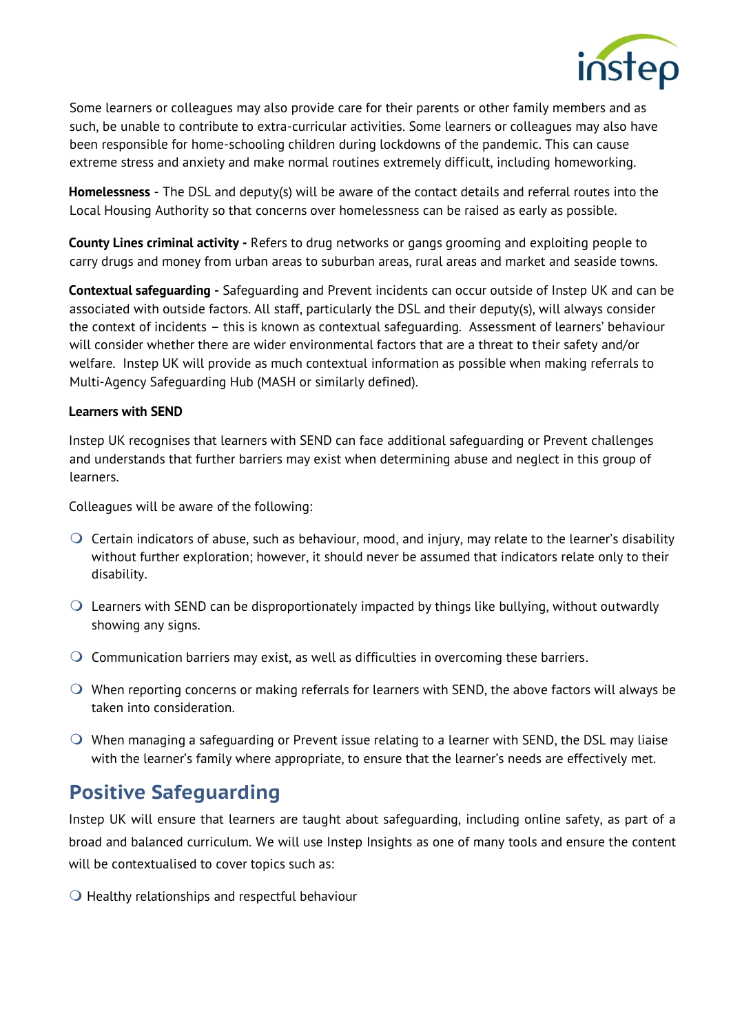Some learners or colleagues may also provide care for their parents or other family members and as such, be unable to contribute to extra-curricular activities. Some learners or colleagues may also have been responsible for home-schooling children during lockdowns of the pandemic. This can cause extreme stress and anxiety and make normal routines extremely difficult, including homeworking.

**Homelessness** - The DSL and deputy(s) will be aware of the contact details and referral routes into the Local Housing Authority so that concerns over homelessness can be raised as early as possible.

**County Lines criminal activity -** Refers to drug networks or gangs grooming and exploiting people to carry drugs and money from urban areas to suburban areas, rural areas and market and seaside towns.

**Contextual safeguarding -** Safeguarding and Prevent incidents can occur outside of Instep UK and can be associated with outside factors. All staff, particularly the DSL and their deputy(s), will always consider the context of incidents – this is known as contextual safeguarding. Assessment of learners' behaviour will consider whether there are wider environmental factors that are a threat to their safety and/or welfare. Instep UK will provide as much contextual information as possible when making referrals to Multi-Agency Safeguarding Hub (MASH or similarly defined).

**Learners with SEND**

Instep UK recognises that learners with SEND can face additional safeguarding or Prevent challenges and understands that further barriers may exist when determining abuse and neglect in this group of learners.

Colleagues will be aware of the following:

- Certain indicators of abuse, such as behaviour, mood, and injury, may relate to the learner's disability without further exploration; however, it should never be assumed that indicators relate only to their disability.
- Learners with SEND can be disproportionately impacted by things like bullying, without outwardly showing any signs.
- Communication barriers may exist, as well as difficulties in overcoming these barriers.
- When reporting concerns or making referrals for learners with SEND, the above factors will always be taken into consideration.
- When managing a safeguarding or Prevent issue relating to a learner with SEND, the DSL may liaise with the learner's family where appropriate, to ensure that the learner's needs are effectively met.

## Positive Safeguarding

Instep UK will ensure that learners are taught about safeguarding, including online safety, as part of a broad and balanced curriculum. We will use Instep Insights as one of many tools and ensure the content will be contextualised to cover topics such as:

- Healthy relationships and respectful behaviour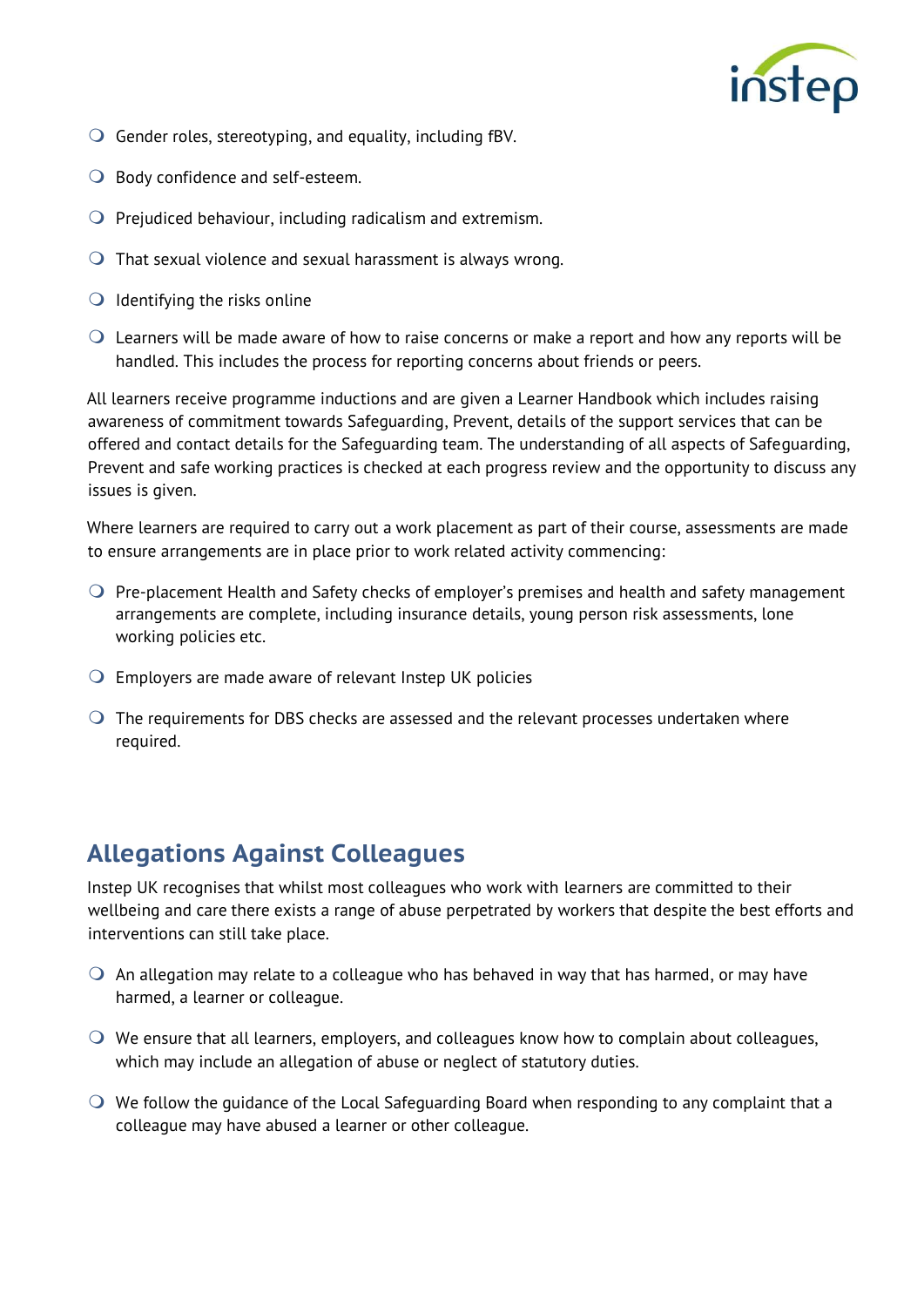- Gender roles, stereotyping, and equality, including fBV.
- Body confidence and self-esteem.
- Prejudiced behaviour, including radicalism and extremism.
- That sexual violence and sexual harassment is always wrong.
- Identifying the risks online
- Learners will be made aware of how to raise concerns or make a report and how any reports will be handled. This includes the process for reporting concerns about friends or peers.

All learners receive programme inductions and are given a Learner Handbook which includes raising awareness of commitment towards Safeguarding, Prevent, details of the support services that can be offered and contact details for the Safeguarding team. The understanding of all aspects of Safeguarding, Prevent and safe working practices is checked at each progress review and the opportunity to discuss any issues is given.

Where learners are required to carry out a work placement as part of their course, assessments are made to ensure arrangements are in place prior to work related activity commencing:

- Pre-placement Health and Safety checks of employer's premises and health and safety management arrangements are complete, including insurance details, young person risk assessments, lone working policies etc.
- Employers are made aware of relevant Instep UK policies
- The requirements for DBS checks are assessed and the relevant processes undertaken where required.

## Allegations Against Colleagues

Instep UK recognises that whilst most colleagues who work with learners are committed to their wellbeing and care there exists a range of abuse perpetrated by workers that despite the best efforts and interventions can still take place.

- An allegation may relate to a colleague who has behaved in way that has harmed, or may have harmed, a learner or colleague.
- We ensure that all learners, employers, and colleagues know how to complain about colleagues, which may include an allegation of abuse or neglect of statutory duties.
- We follow the guidance of the Local Safeguarding Board when responding to any complaint that a colleague may have abused a learner or other colleague.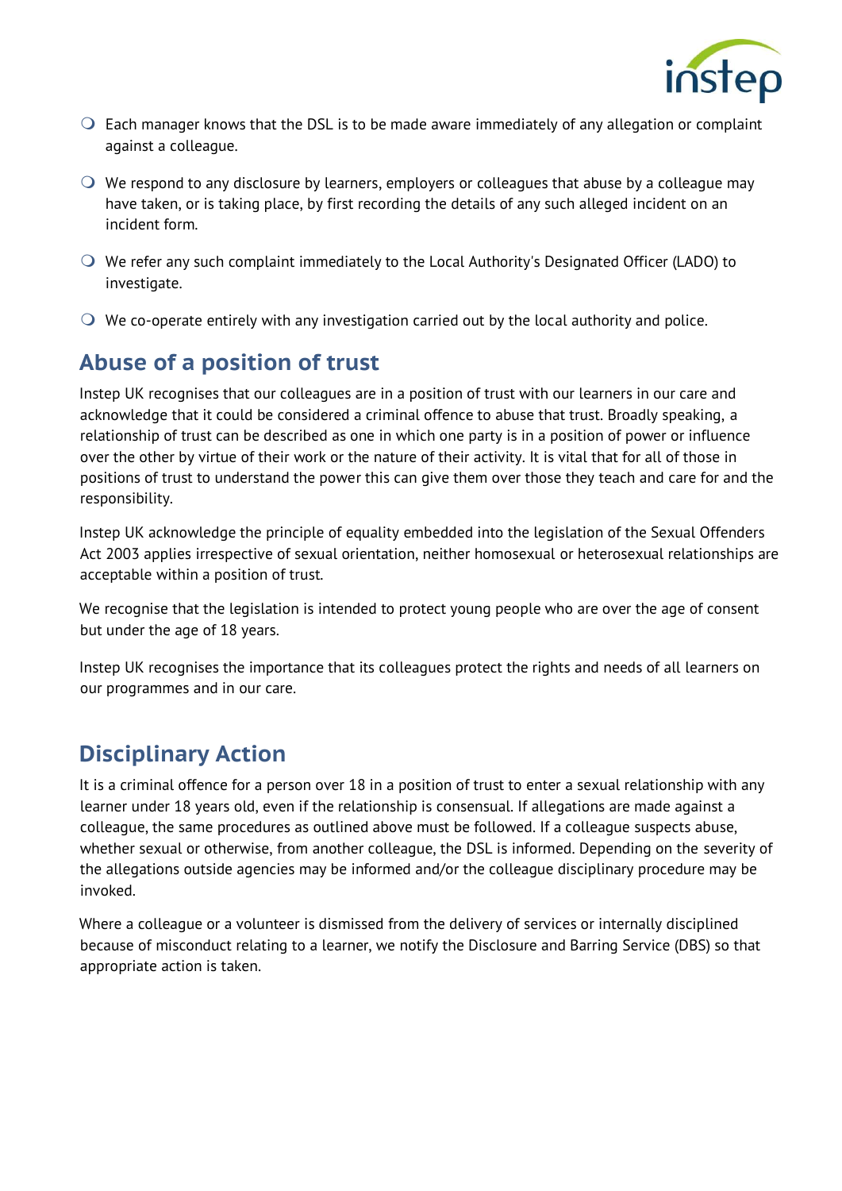- Each manager knows that the DSL is to be made aware immediately of any allegation or complaint against a colleague.
- We respond to any disclosure by learners, employers or colleagues that abuse by a colleague may have taken, or is taking place, by first recording the details of any such alleged incident on an incident form.
- We refer any such complaint immediately to the Local Authority's Designated Officer (LADO) to investigate.
- We co-operate entirely with any investigation carried out by the local authority and police.

## Abuse of a position of trust

Instep UK recognises that our colleagues are in a position of trust with our learners in our care and acknowledge that it could be considered a criminal offence to abuse that trust. Broadly speaking, a relationship of trust can be described as one in which one party is in a position of power or influence over the other by virtue of their work or the nature of their activity. It is vital that for all of those in positions of trust to understand the power this can give them over those they teach and care for and the responsibility.

Instep UK acknowledge the principle of equality embedded into the legislation of the Sexual Offenders Act 2003 applies irrespective of sexual orientation, neither homosexual or heterosexual relationships are acceptable within a position of trust.

We recognise that the legislation is intended to protect young people who are over the age of consent but under the age of 18 years.

Instep UK recognises the importance that its colleagues protect the rights and needs of all learners on our programmes and in our care.

## Disciplinary Action

It is a criminal offence for a person over 18 in a position of trust to enter a sexual relationship with any learner under 18 years old, even if the relationship is consensual. If allegations are made against a colleague, the same procedures as outlined above must be followed. If a colleague suspects abuse, whether sexual or otherwise, from another colleague, the DSL is informed. Depending on the severity of the allegations outside agencies may be informed and/or the colleague disciplinary procedure may be invoked.

Where a colleague or a volunteer is dismissed from the delivery of services or internally disciplined because of misconduct relating to a learner, we notify the Disclosure and Barring Service (DBS) so that appropriate action is taken.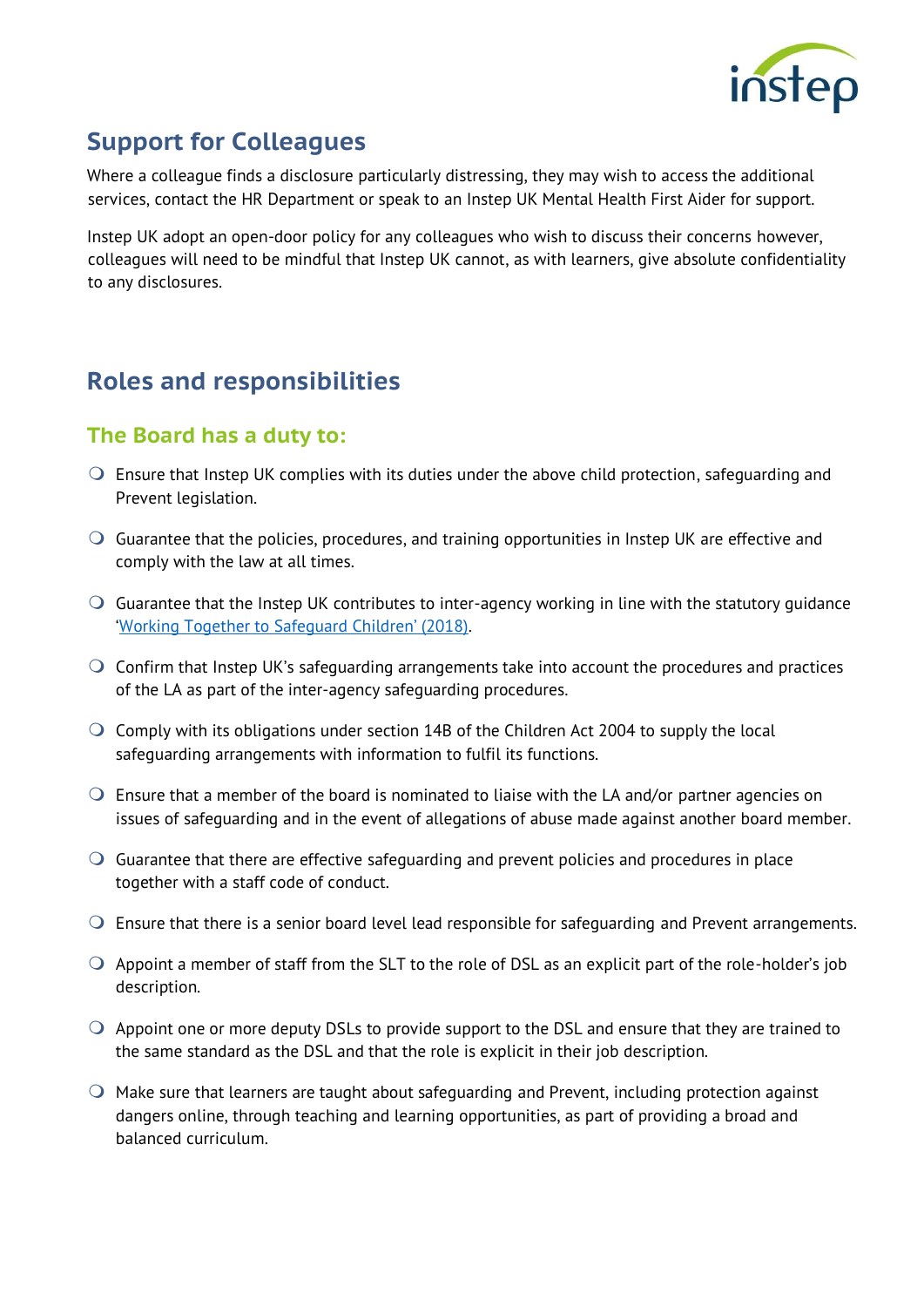## Support for Colleagues

Where a colleague finds a disclosure particularly distressing, they may wish to access the additional services, contact the HR Department or speak to an Instep UK Mental Health First Aider for support.

Instep UK adopt an open-door policy for any colleagues who wish to discuss their concerns however, colleagues will need to be mindful that Instep UK cannot, as with learners, give absolute confidentiality to any disclosures.

## Roles and responsibilities

### The Board has a duty to:

- Ensure that Instep UK complies with its duties under the above child protection, safeguarding and Prevent legislation.
- Guarantee that the policies, procedures, and training opportunities in Instep UK are effective and comply with the law at all times.
- Guarantee that the Instep UK contributes to inter-agency working in line with the statutory guidance '[Working Together to Safeguard Children' (2018)](#).
- Confirm that Instep UK's safeguarding arrangements take into account the procedures and practices of the LA as part of the inter-agency safeguarding procedures.
- Comply with its obligations under section 14B of the Children Act 2004 to supply the local safeguarding arrangements with information to fulfil its functions.
- Ensure that a member of the board is nominated to liaise with the LA and/or partner agencies on issues of safeguarding and in the event of allegations of abuse made against another board member.
- Guarantee that there are effective safeguarding and prevent policies and procedures in place together with a staff code of conduct.
- Ensure that there is a senior board level lead responsible for safeguarding and Prevent arrangements.
- Appoint a member of staff from the SLT to the role of DSL as an explicit part of the role-holder's job description.
- Appoint one or more deputy DSLs to provide support to the DSL and ensure that they are trained to the same standard as the DSL and that the role is explicit in their job description.
- Make sure that learners are taught about safeguarding and Prevent, including protection against dangers online, through teaching and learning opportunities, as part of providing a broad and balanced curriculum.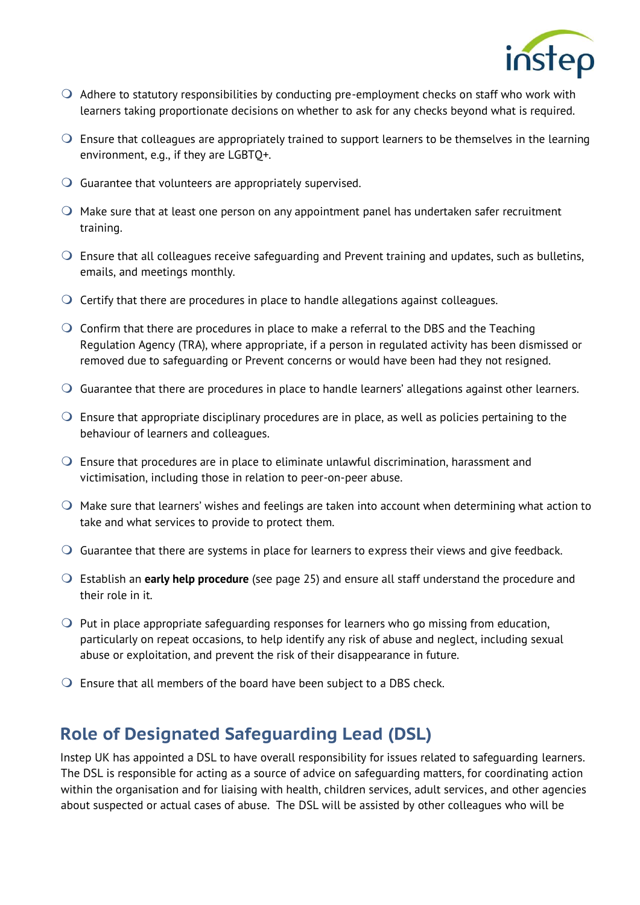- Adhere to statutory responsibilities by conducting pre-employment checks on staff who work with learners taking proportionate decisions on whether to ask for any checks beyond what is required.
- Ensure that colleagues are appropriately trained to support learners to be themselves in the learning environment, e.g., if they are LGBTQ+.
- Guarantee that volunteers are appropriately supervised.
- Make sure that at least one person on any appointment panel has undertaken safer recruitment training.
- Ensure that all colleagues receive safeguarding and Prevent training and updates, such as bulletins, emails, and meetings monthly.
- Certify that there are procedures in place to handle allegations against colleagues.
- Confirm that there are procedures in place to make a referral to the DBS and the Teaching Regulation Agency (TRA), where appropriate, if a person in regulated activity has been dismissed or removed due to safeguarding or Prevent concerns or would have been had they not resigned.
- Guarantee that there are procedures in place to handle learners' allegations against other learners.
- Ensure that appropriate disciplinary procedures are in place, as well as policies pertaining to the behaviour of learners and colleagues.
- Ensure that procedures are in place to eliminate unlawful discrimination, harassment and victimisation, including those in relation to peer-on-peer abuse.
- Make sure that learners' wishes and feelings are taken into account when determining what action to take and what services to provide to protect them.
- Guarantee that there are systems in place for learners to express their views and give feedback.
- Establish an **early help procedure** (see page 25) and ensure all staff understand the procedure and their role in it.
- Put in place appropriate safeguarding responses for learners who go missing from education, particularly on repeat occasions, to help identify any risk of abuse and neglect, including sexual abuse or exploitation, and prevent the risk of their disappearance in future.
- Ensure that all members of the board have been subject to a DBS check.

## Role of Designated Safeguarding Lead (DSL)

Instep UK has appointed a DSL to have overall responsibility for issues related to safeguarding learners. The DSL is responsible for acting as a source of advice on safeguarding matters, for coordinating action within the organisation and for liaising with health, children services, adult services, and other agencies about suspected or actual cases of abuse. The DSL will be assisted by other colleagues who will be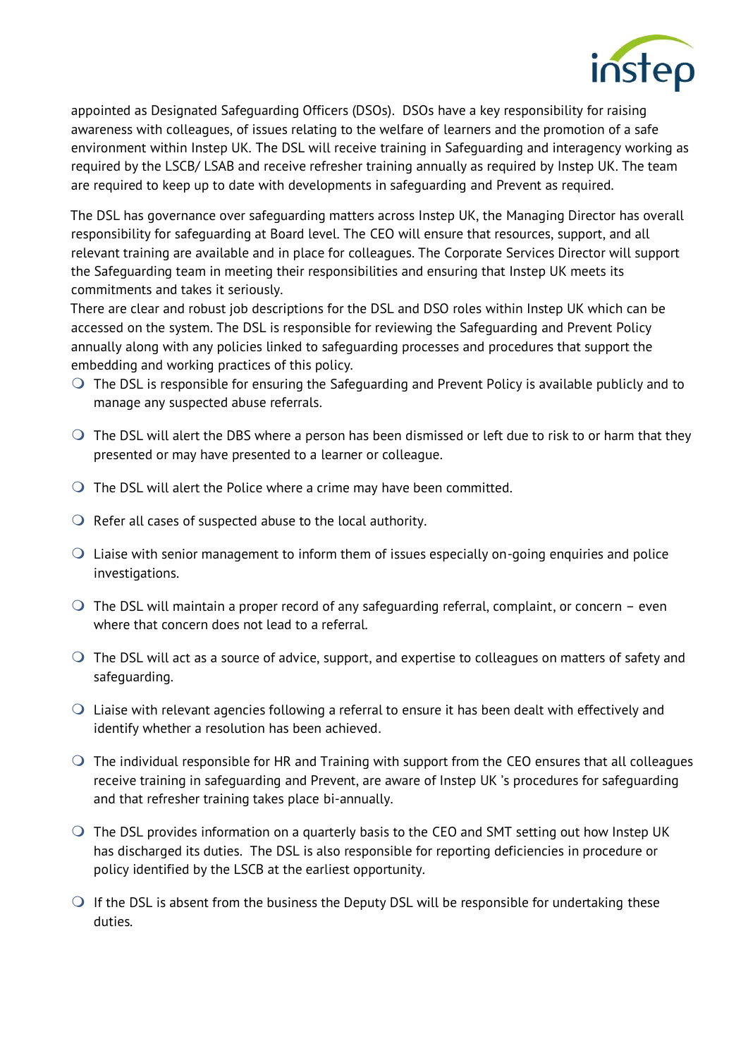appointed as Designated Safeguarding Officers (DSOs). DSOs have a key responsibility for raising awareness with colleagues, of issues relating to the welfare of learners and the promotion of a safe environment within Instep UK. The DSL will receive training in Safeguarding and interagency working as required by the LSCB/ LSAB and receive refresher training annually as required by Instep UK. The team are required to keep up to date with developments in safeguarding and Prevent as required.

The DSL has governance over safeguarding matters across Instep UK, the Managing Director has overall responsibility for safeguarding at Board level. The CEO will ensure that resources, support, and all relevant training are available and in place for colleagues. The Corporate Services Director will support the Safeguarding team in meeting their responsibilities and ensuring that Instep UK meets its commitments and takes it seriously.

There are clear and robust job descriptions for the DSL and DSO roles within Instep UK which can be accessed on the system. The DSL is responsible for reviewing the Safeguarding and Prevent Policy annually along with any policies linked to safeguarding processes and procedures that support the embedding and working practices of this policy.

- The DSL is responsible for ensuring the Safeguarding and Prevent Policy is available publicly and to manage any suspected abuse referrals.
- The DSL will alert the DBS where a person has been dismissed or left due to risk to or harm that they presented or may have presented to a learner or colleague.
- The DSL will alert the Police where a crime may have been committed.
- Refer all cases of suspected abuse to the local authority.
- Liaise with senior management to inform them of issues especially on-going enquiries and police investigations.
- The DSL will maintain a proper record of any safeguarding referral, complaint, or concern – even where that concern does not lead to a referral.
- The DSL will act as a source of advice, support, and expertise to colleagues on matters of safety and safeguarding.
- Liaise with relevant agencies following a referral to ensure it has been dealt with effectively and identify whether a resolution has been achieved.
- The individual responsible for HR and Training with support from the CEO ensures that all colleagues receive training in safeguarding and Prevent, are aware of Instep UK 's procedures for safeguarding and that refresher training takes place bi-annually.
- The DSL provides information on a quarterly basis to the CEO and SMT setting out how Instep UK has discharged its duties. The DSL is also responsible for reporting deficiencies in procedure or policy identified by the LSCB at the earliest opportunity.
- If the DSL is absent from the business the Deputy DSL will be responsible for undertaking these duties.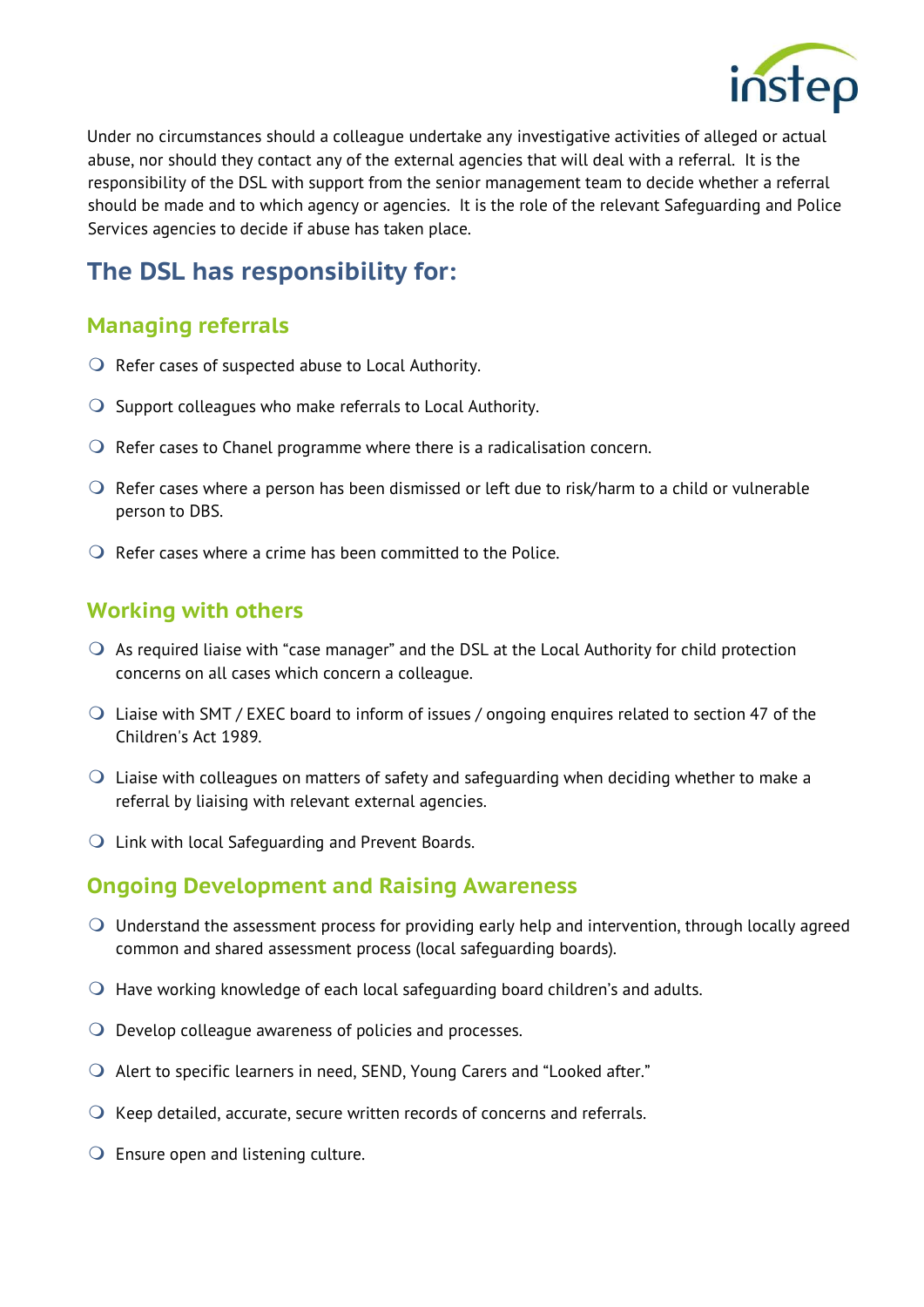Under no circumstances should a colleague undertake any investigative activities of alleged or actual abuse, nor should they contact any of the external agencies that will deal with a referral. It is the responsibility of the DSL with support from the senior management team to decide whether a referral should be made and to which agency or agencies. It is the role of the relevant Safeguarding and Police Services agencies to decide if abuse has taken place.

## The DSL has responsibility for:

### Managing referrals

- Refer cases of suspected abuse to Local Authority.
- Support colleagues who make referrals to Local Authority.
- Refer cases to Chanel programme where there is a radicalisation concern.
- Refer cases where a person has been dismissed or left due to risk/harm to a child or vulnerable person to DBS.
- Refer cases where a crime has been committed to the Police.

### Working with others

- As required liaise with "case manager" and the DSL at the Local Authority for child protection concerns on all cases which concern a colleague.
- Liaise with SMT / EXEC board to inform of issues / ongoing enquires related to section 47 of the Children's Act 1989.
- Liaise with colleagues on matters of safety and safeguarding when deciding whether to make a referral by liaising with relevant external agencies.
- Link with local Safeguarding and Prevent Boards.

### Ongoing Development and Raising Awareness

- Understand the assessment process for providing early help and intervention, through locally agreed common and shared assessment process (local safeguarding boards).
- Have working knowledge of each local safeguarding board children's and adults.
- Develop colleague awareness of policies and processes.
- Alert to specific learners in need, SEND, Young Carers and "Looked after."
- Keep detailed, accurate, secure written records of concerns and referrals.
- Ensure open and listening culture.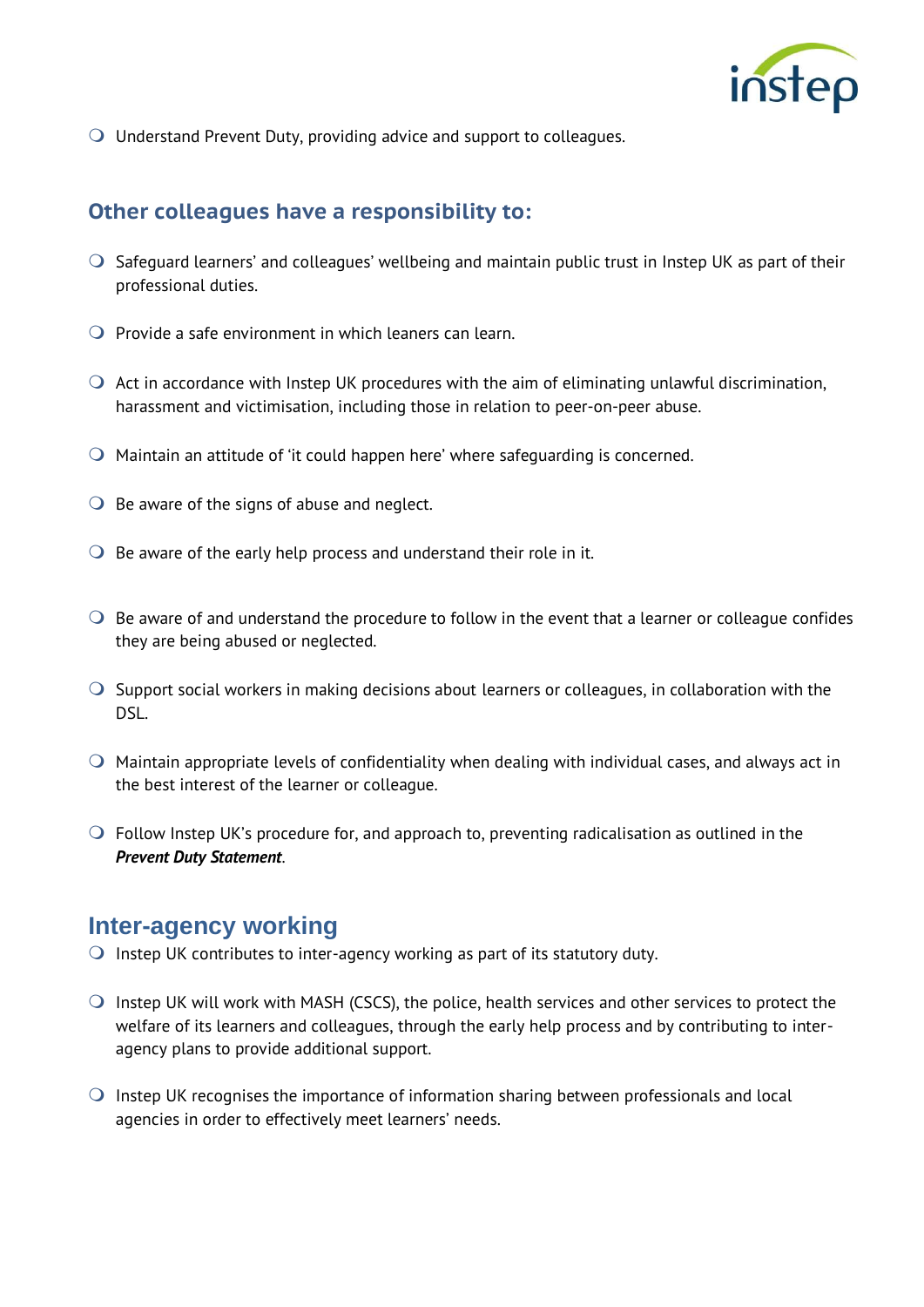- Understand Prevent Duty, providing advice and support to colleagues.

## Other colleagues have a responsibility to:

- Safeguard learners' and colleagues' wellbeing and maintain public trust in Instep UK as part of their professional duties.
- Provide a safe environment in which leaners can learn.
- Act in accordance with Instep UK procedures with the aim of eliminating unlawful discrimination, harassment and victimisation, including those in relation to peer-on-peer abuse.
- Maintain an attitude of 'it could happen here' where safeguarding is concerned.
- Be aware of the signs of abuse and neglect.
- Be aware of the early help process and understand their role in it.
- Be aware of and understand the procedure to follow in the event that a learner or colleague confides they are being abused or neglected.
- Support social workers in making decisions about learners or colleagues, in collaboration with the DSL.
- Maintain appropriate levels of confidentiality when dealing with individual cases, and always act in the best interest of the learner or colleague.
- Follow Instep UK's procedure for, and approach to, preventing radicalisation as outlined in the ***Prevent Duty Statement***.

## Inter-agency working

- Instep UK contributes to inter-agency working as part of its statutory duty.
- Instep UK will work with MASH (CSCS), the police, health services and other services to protect the welfare of its learners and colleagues, through the early help process and by contributing to inter-agency plans to provide additional support.
- Instep UK recognises the importance of information sharing between professionals and local agencies in order to effectively meet learners' needs.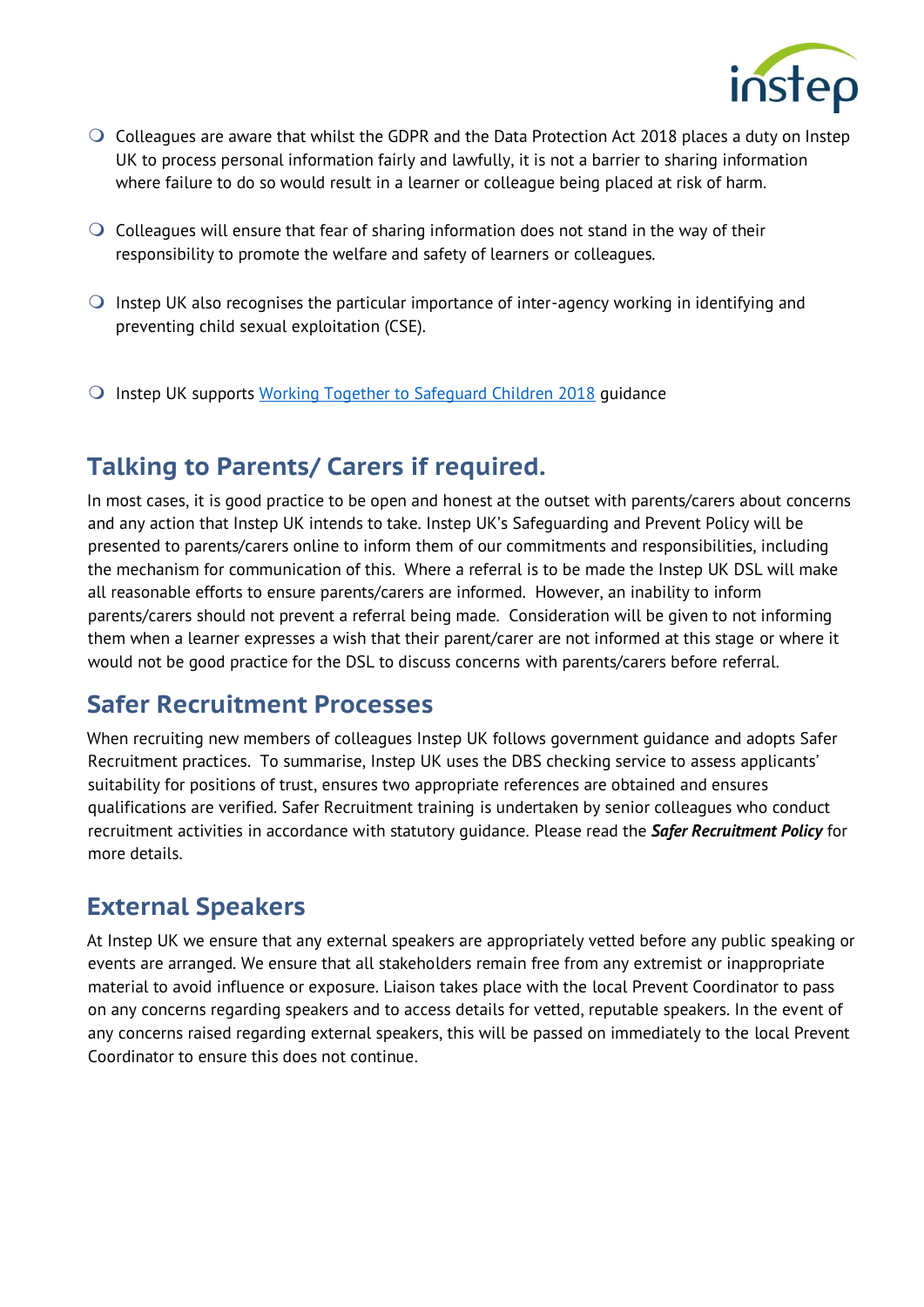- Colleagues are aware that whilst the GDPR and the Data Protection Act 2018 places a duty on Instep UK to process personal information fairly and lawfully, it is not a barrier to sharing information where failure to do so would result in a learner or colleague being placed at risk of harm.

- Colleagues will ensure that fear of sharing information does not stand in the way of their responsibility to promote the welfare and safety of learners or colleagues.

- Instep UK also recognises the particular importance of inter-agency working in identifying and preventing child sexual exploitation (CSE).

- Instep UK supports Working Together to Safeguard Children 2018 guidance

## Talking to Parents/ Carers if required.

In most cases, it is good practice to be open and honest at the outset with parents/carers about concerns and any action that Instep UK intends to take. Instep UK's Safeguarding and Prevent Policy will be presented to parents/carers online to inform them of our commitments and responsibilities, including the mechanism for communication of this. Where a referral is to be made the Instep UK DSL will make all reasonable efforts to ensure parents/carers are informed. However, an inability to inform parents/carers should not prevent a referral being made. Consideration will be given to not informing them when a learner expresses a wish that their parent/carer are not informed at this stage or where it would not be good practice for the DSL to discuss concerns with parents/carers before referral.

## Safer Recruitment Processes

When recruiting new members of colleagues Instep UK follows government guidance and adopts Safer Recruitment practices. To summarise, Instep UK uses the DBS checking service to assess applicants' suitability for positions of trust, ensures two appropriate references are obtained and ensures qualifications are verified. Safer Recruitment training is undertaken by senior colleagues who conduct recruitment activities in accordance with statutory guidance. Please read the ***Safer Recruitment Policy*** for more details.

## External Speakers

At Instep UK we ensure that any external speakers are appropriately vetted before any public speaking or events are arranged. We ensure that all stakeholders remain free from any extremist or inappropriate material to avoid influence or exposure. Liaison takes place with the local Prevent Coordinator to pass on any concerns regarding speakers and to access details for vetted, reputable speakers. In the event of any concerns raised regarding external speakers, this will be passed on immediately to the local Prevent Coordinator to ensure this does not continue.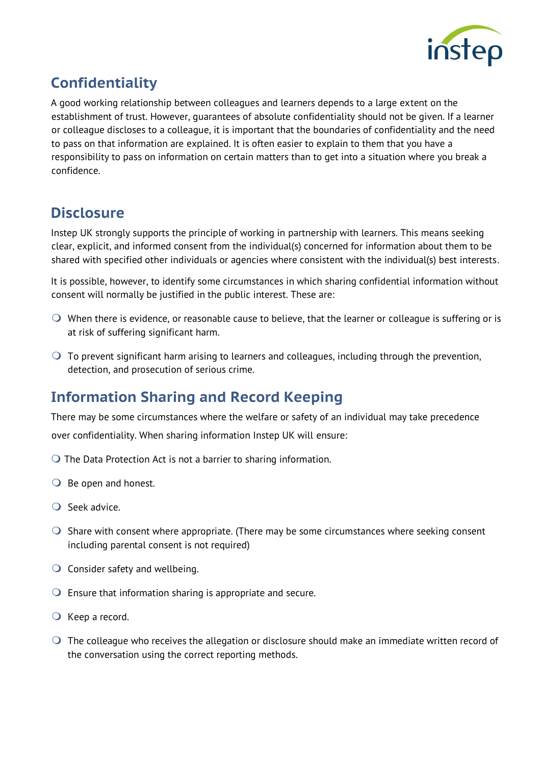## Confidentiality

A good working relationship between colleagues and learners depends to a large extent on the establishment of trust. However, guarantees of absolute confidentiality should not be given. If a learner or colleague discloses to a colleague, it is important that the boundaries of confidentiality and the need to pass on that information are explained. It is often easier to explain to them that you have a responsibility to pass on information on certain matters than to get into a situation where you break a confidence.

## Disclosure

Instep UK strongly supports the principle of working in partnership with learners. This means seeking clear, explicit, and informed consent from the individual(s) concerned for information about them to be shared with specified other individuals or agencies where consistent with the individual(s) best interests.

It is possible, however, to identify some circumstances in which sharing confidential information without consent will normally be justified in the public interest. These are:

- When there is evidence, or reasonable cause to believe, that the learner or colleague is suffering or is at risk of suffering significant harm.
- To prevent significant harm arising to learners and colleagues, including through the prevention, detection, and prosecution of serious crime.

## Information Sharing and Record Keeping

There may be some circumstances where the welfare or safety of an individual may take precedence over confidentiality. When sharing information Instep UK will ensure:

- The Data Protection Act is not a barrier to sharing information.
- Be open and honest.
- Seek advice.
- Share with consent where appropriate. (There may be some circumstances where seeking consent including parental consent is not required)
- Consider safety and wellbeing.
- Ensure that information sharing is appropriate and secure.
- Keep a record.
- The colleague who receives the allegation or disclosure should make an immediate written record of the conversation using the correct reporting methods.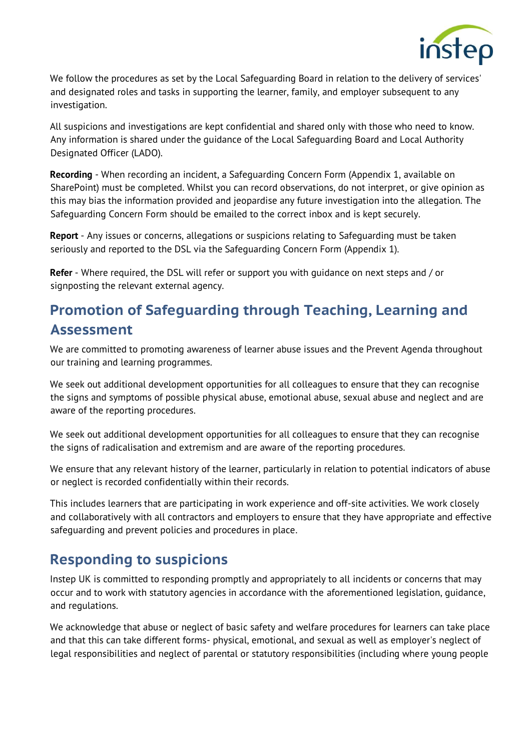We follow the procedures as set by the Local Safeguarding Board in relation to the delivery of services' and designated roles and tasks in supporting the learner, family, and employer subsequent to any investigation.

All suspicions and investigations are kept confidential and shared only with those who need to know. Any information is shared under the guidance of the Local Safeguarding Board and Local Authority Designated Officer (LADO).

**Recording** - When recording an incident, a Safeguarding Concern Form (Appendix 1, available on SharePoint) must be completed. Whilst you can record observations, do not interpret, or give opinion as this may bias the information provided and jeopardise any future investigation into the allegation. The Safeguarding Concern Form should be emailed to the correct inbox and is kept securely.

**Report** - Any issues or concerns, allegations or suspicions relating to Safeguarding must be taken seriously and reported to the DSL via the Safeguarding Concern Form (Appendix 1).

**Refer** - Where required, the DSL will refer or support you with guidance on next steps and / or signposting the relevant external agency.

## Promotion of Safeguarding through Teaching, Learning and Assessment

We are committed to promoting awareness of learner abuse issues and the Prevent Agenda throughout our training and learning programmes.

We seek out additional development opportunities for all colleagues to ensure that they can recognise the signs and symptoms of possible physical abuse, emotional abuse, sexual abuse and neglect and are aware of the reporting procedures.

We seek out additional development opportunities for all colleagues to ensure that they can recognise the signs of radicalisation and extremism and are aware of the reporting procedures.

We ensure that any relevant history of the learner, particularly in relation to potential indicators of abuse or neglect is recorded confidentially within their records.

This includes learners that are participating in work experience and off-site activities. We work closely and collaboratively with all contractors and employers to ensure that they have appropriate and effective safeguarding and prevent policies and procedures in place.

## Responding to suspicions

Instep UK is committed to responding promptly and appropriately to all incidents or concerns that may occur and to work with statutory agencies in accordance with the aforementioned legislation, guidance, and regulations.

We acknowledge that abuse or neglect of basic safety and welfare procedures for learners can take place and that this can take different forms- physical, emotional, and sexual as well as employer's neglect of legal responsibilities and neglect of parental or statutory responsibilities (including where young people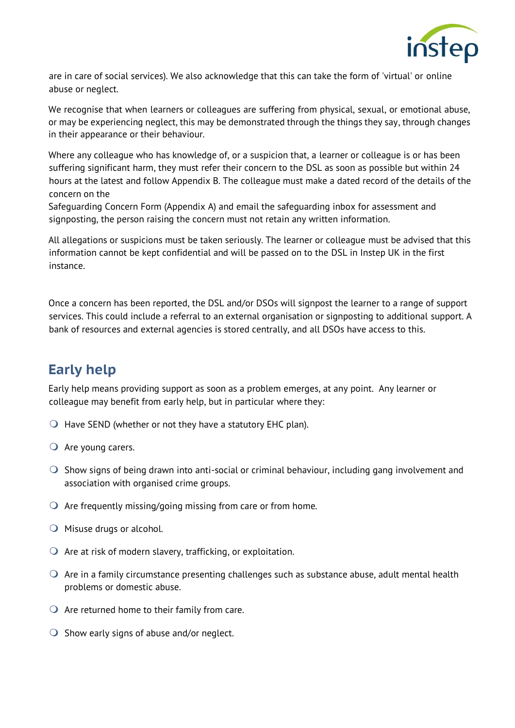are in care of social services). We also acknowledge that this can take the form of 'virtual' or online abuse or neglect.

We recognise that when learners or colleagues are suffering from physical, sexual, or emotional abuse, or may be experiencing neglect, this may be demonstrated through the things they say, through changes in their appearance or their behaviour.

Where any colleague who has knowledge of, or a suspicion that, a learner or colleague is or has been suffering significant harm, they must refer their concern to the DSL as soon as possible but within 24 hours at the latest and follow Appendix B. The colleague must make a dated record of the details of the concern on the
Safeguarding Concern Form (Appendix A) and email the safeguarding inbox for assessment and signposting, the person raising the concern must not retain any written information.

All allegations or suspicions must be taken seriously. The learner or colleague must be advised that this information cannot be kept confidential and will be passed on to the DSL in Instep UK in the first instance.

Once a concern has been reported, the DSL and/or DSOs will signpost the learner to a range of support services. This could include a referral to an external organisation or signposting to additional support. A bank of resources and external agencies is stored centrally, and all DSOs have access to this.

## Early help

Early help means providing support as soon as a problem emerges, at any point. Any learner or colleague may benefit from early help, but in particular where they:

- Have SEND (whether or not they have a statutory EHC plan).
- Are young carers.
- Show signs of being drawn into anti-social or criminal behaviour, including gang involvement and association with organised crime groups.
- Are frequently missing/going missing from care or from home.
- Misuse drugs or alcohol.
- Are at risk of modern slavery, trafficking, or exploitation.
- Are in a family circumstance presenting challenges such as substance abuse, adult mental health problems or domestic abuse.
- Are returned home to their family from care.
- Show early signs of abuse and/or neglect.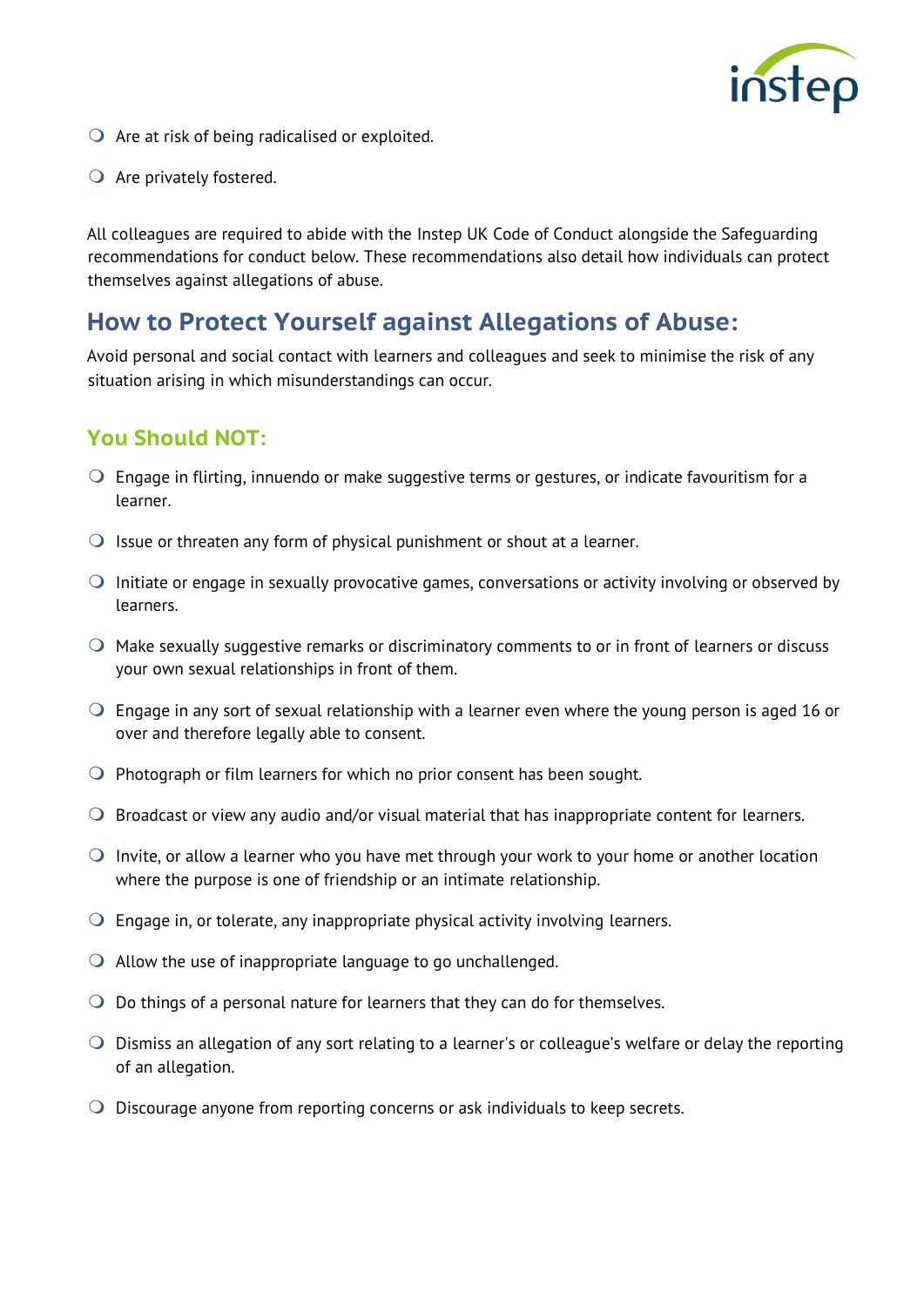- Are at risk of being radicalised or exploited.
- Are privately fostered.

All colleagues are required to abide with the Instep UK Code of Conduct alongside the Safeguarding recommendations for conduct below. These recommendations also detail how individuals can protect themselves against allegations of abuse.

## How to Protect Yourself against Allegations of Abuse:

Avoid personal and social contact with learners and colleagues and seek to minimise the risk of any situation arising in which misunderstandings can occur.

### You Should NOT:

- Engage in flirting, innuendo or make suggestive terms or gestures, or indicate favouritism for a learner.
- Issue or threaten any form of physical punishment or shout at a learner.
- Initiate or engage in sexually provocative games, conversations or activity involving or observed by learners.
- Make sexually suggestive remarks or discriminatory comments to or in front of learners or discuss your own sexual relationships in front of them.
- Engage in any sort of sexual relationship with a learner even where the young person is aged 16 or over and therefore legally able to consent.
- Photograph or film learners for which no prior consent has been sought.
- Broadcast or view any audio and/or visual material that has inappropriate content for learners.
- Invite, or allow a learner who you have met through your work to your home or another location where the purpose is one of friendship or an intimate relationship.
- Engage in, or tolerate, any inappropriate physical activity involving learners.
- Allow the use of inappropriate language to go unchallenged.
- Do things of a personal nature for learners that they can do for themselves.
- Dismiss an allegation of any sort relating to a learner's or colleague's welfare or delay the reporting of an allegation.
- Discourage anyone from reporting concerns or ask individuals to keep secrets.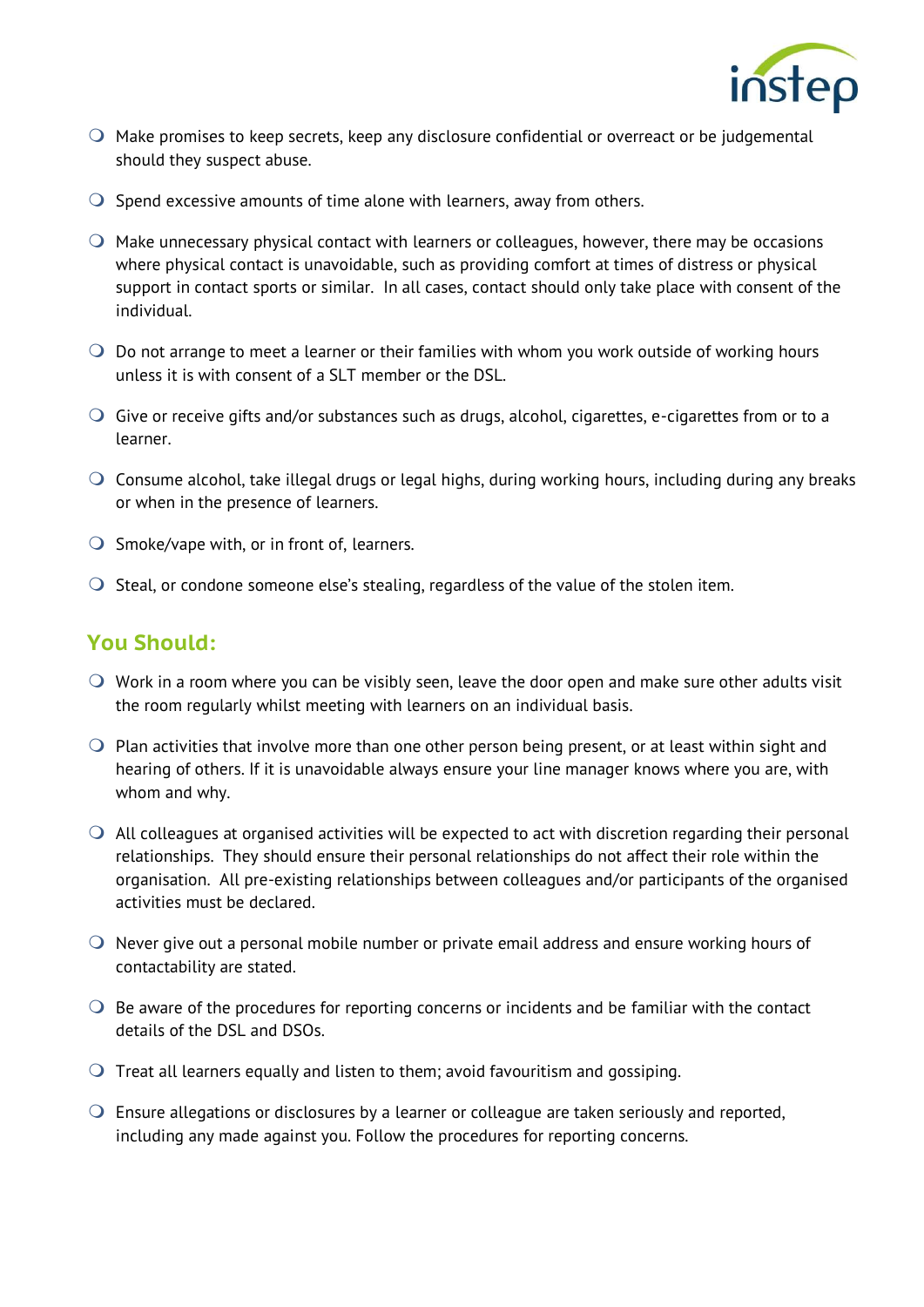- Make promises to keep secrets, keep any disclosure confidential or overreact or be judgemental should they suspect abuse.
- Spend excessive amounts of time alone with learners, away from others.
- Make unnecessary physical contact with learners or colleagues, however, there may be occasions where physical contact is unavoidable, such as providing comfort at times of distress or physical support in contact sports or similar. In all cases, contact should only take place with consent of the individual.
- Do not arrange to meet a learner or their families with whom you work outside of working hours unless it is with consent of a SLT member or the DSL.
- Give or receive gifts and/or substances such as drugs, alcohol, cigarettes, e-cigarettes from or to a learner.
- Consume alcohol, take illegal drugs or legal highs, during working hours, including during any breaks or when in the presence of learners.
- Smoke/vape with, or in front of, learners.
- Steal, or condone someone else's stealing, regardless of the value of the stolen item.

## You Should:

- Work in a room where you can be visibly seen, leave the door open and make sure other adults visit the room regularly whilst meeting with learners on an individual basis.
- Plan activities that involve more than one other person being present, or at least within sight and hearing of others. If it is unavoidable always ensure your line manager knows where you are, with whom and why.
- All colleagues at organised activities will be expected to act with discretion regarding their personal relationships. They should ensure their personal relationships do not affect their role within the organisation. All pre-existing relationships between colleagues and/or participants of the organised activities must be declared.
- Never give out a personal mobile number or private email address and ensure working hours of contactability are stated.
- Be aware of the procedures for reporting concerns or incidents and be familiar with the contact details of the DSL and DSOs.
- Treat all learners equally and listen to them; avoid favouritism and gossiping.
- Ensure allegations or disclosures by a learner or colleague are taken seriously and reported, including any made against you. Follow the procedures for reporting concerns.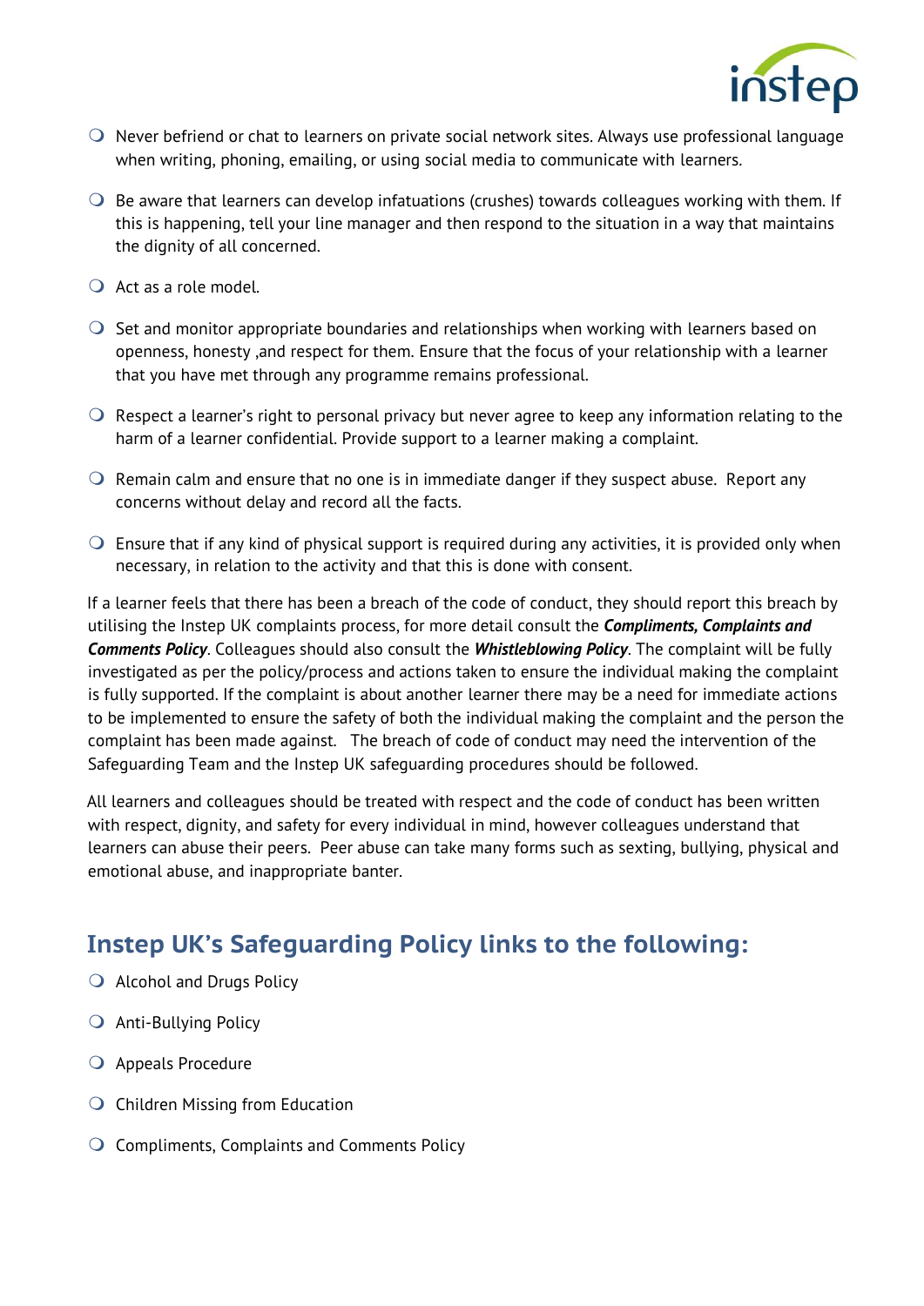- Never befriend or chat to learners on private social network sites. Always use professional language when writing, phoning, emailing, or using social media to communicate with learners.
- Be aware that learners can develop infatuations (crushes) towards colleagues working with them. If this is happening, tell your line manager and then respond to the situation in a way that maintains the dignity of all concerned.
- Act as a role model.
- Set and monitor appropriate boundaries and relationships when working with learners based on openness, honesty ,and respect for them. Ensure that the focus of your relationship with a learner that you have met through any programme remains professional.
- Respect a learner's right to personal privacy but never agree to keep any information relating to the harm of a learner confidential. Provide support to a learner making a complaint.
- Remain calm and ensure that no one is in immediate danger if they suspect abuse. Report any concerns without delay and record all the facts.
- Ensure that if any kind of physical support is required during any activities, it is provided only when necessary, in relation to the activity and that this is done with consent.

If a learner feels that there has been a breach of the code of conduct, they should report this breach by utilising the Instep UK complaints process, for more detail consult the ***Compliments, Complaints and Comments Policy***. Colleagues should also consult the ***Whistleblowing Policy***. The complaint will be fully investigated as per the policy/process and actions taken to ensure the individual making the complaint is fully supported. If the complaint is about another learner there may be a need for immediate actions to be implemented to ensure the safety of both the individual making the complaint and the person the complaint has been made against. The breach of code of conduct may need the intervention of the Safeguarding Team and the Instep UK safeguarding procedures should be followed.

All learners and colleagues should be treated with respect and the code of conduct has been written with respect, dignity, and safety for every individual in mind, however colleagues understand that learners can abuse their peers. Peer abuse can take many forms such as sexting, bullying, physical and emotional abuse, and inappropriate banter.

## Instep UK's Safeguarding Policy links to the following:

- Alcohol and Drugs Policy
- Anti-Bullying Policy
- Appeals Procedure
- Children Missing from Education
- Compliments, Complaints and Comments Policy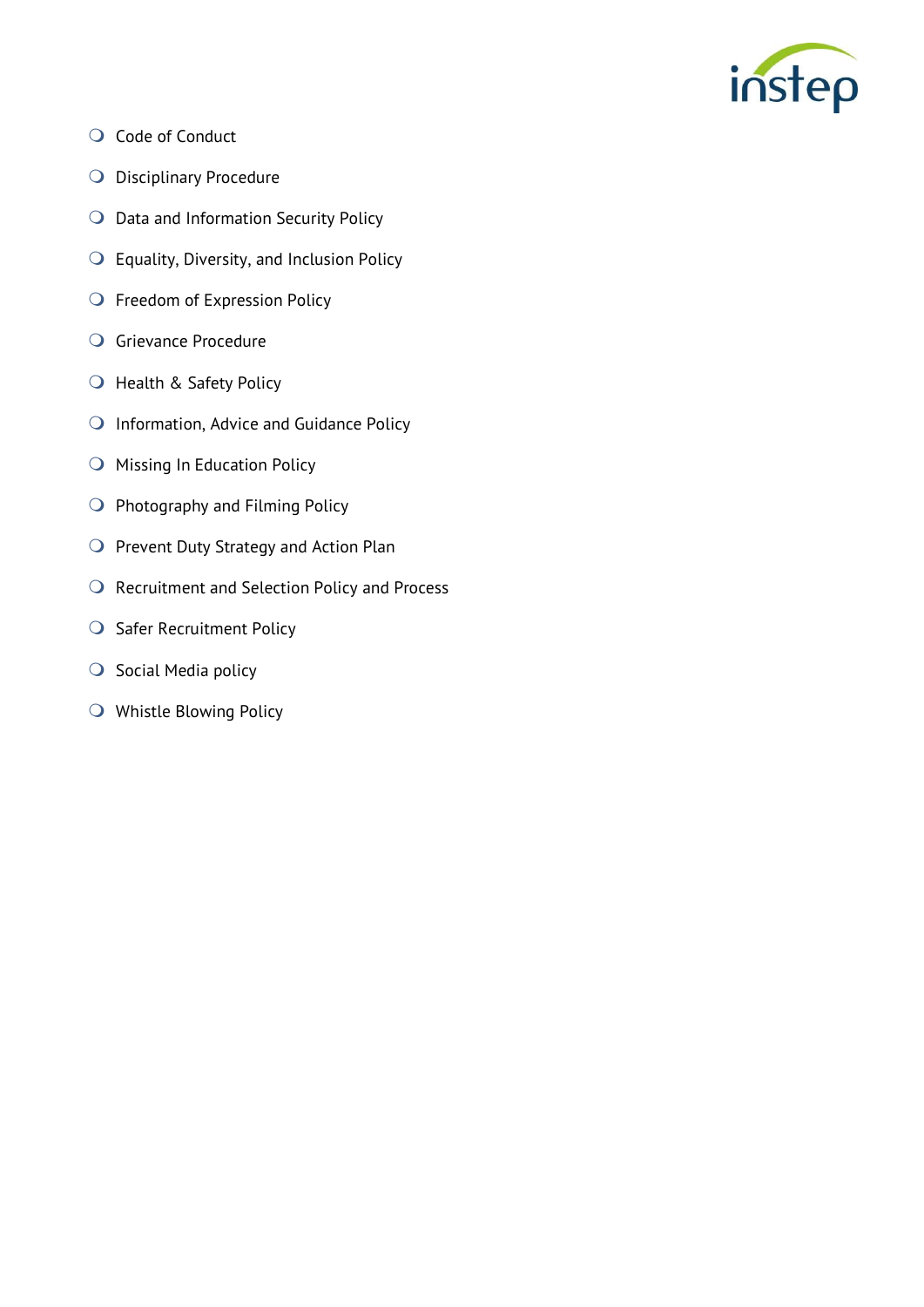- Code of Conduct
- Disciplinary Procedure
- Data and Information Security Policy
- Equality, Diversity, and Inclusion Policy
- Freedom of Expression Policy
- Grievance Procedure
- Health & Safety Policy
- Information, Advice and Guidance Policy
- Missing In Education Policy
- Photography and Filming Policy
- Prevent Duty Strategy and Action Plan
- Recruitment and Selection Policy and Process
- Safer Recruitment Policy
- Social Media policy
- Whistle Blowing Policy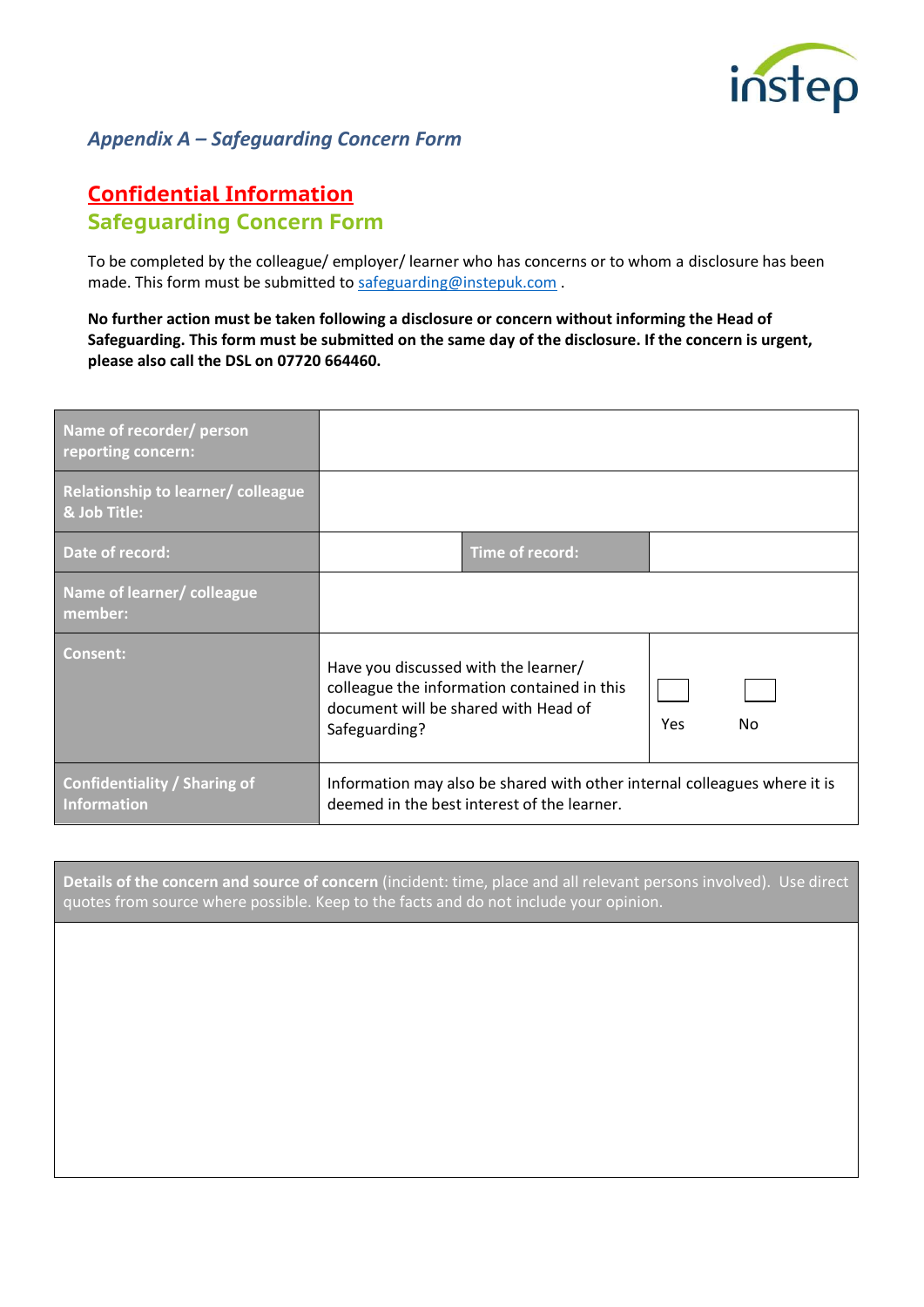*Appendix A – Safeguarding Concern Form*

## Confidential Information

## Safeguarding Concern Form

To be completed by the colleague/ employer/ learner who has concerns or to whom a disclosure has been made. This form must be submitted to safeguarding@instepuk.com .

**No further action must be taken following a disclosure or concern without informing the Head of Safeguarding. This form must be submitted on the same day of the disclosure. If the concern is urgent, please also call the DSL on 07720 664460.**

| | | | |
|---|---|---|---|
| **Name of recorder/ person reporting concern:** | | | |
| **Relationship to learner/ colleague & Job Title:** | | | |
| **Date of record:** | | **Time of record:** | |
| **Name of learner/ colleague member:** | | | |
| **Consent:** | Have you discussed with the learner/ colleague the information contained in this document will be shared with Head of Safeguarding? | | ☐ Yes ☐ No |
| **Confidentiality / Sharing of Information** | Information may also be shared with other internal colleagues where it is deemed in the best interest of the learner. | | |

| **Details of the concern and source of concern** (incident: time, place and all relevant persons involved). Use direct quotes from source where possible. Keep to the facts and do not include your opinion. |
|---|
| |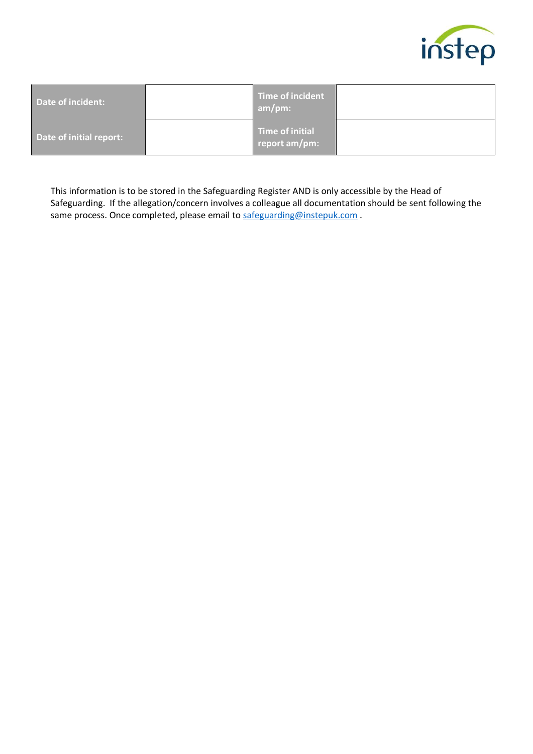| Date of incident: | | Time of incident am/pm: | |
|---|---|---|---|
| Date of initial report: | | Time of initial report am/pm: | |

This information is to be stored in the Safeguarding Register AND is only accessible by the Head of Safeguarding. If the allegation/concern involves a colleague all documentation should be sent following the same process. Once completed, please email to safeguarding@instepuk.com .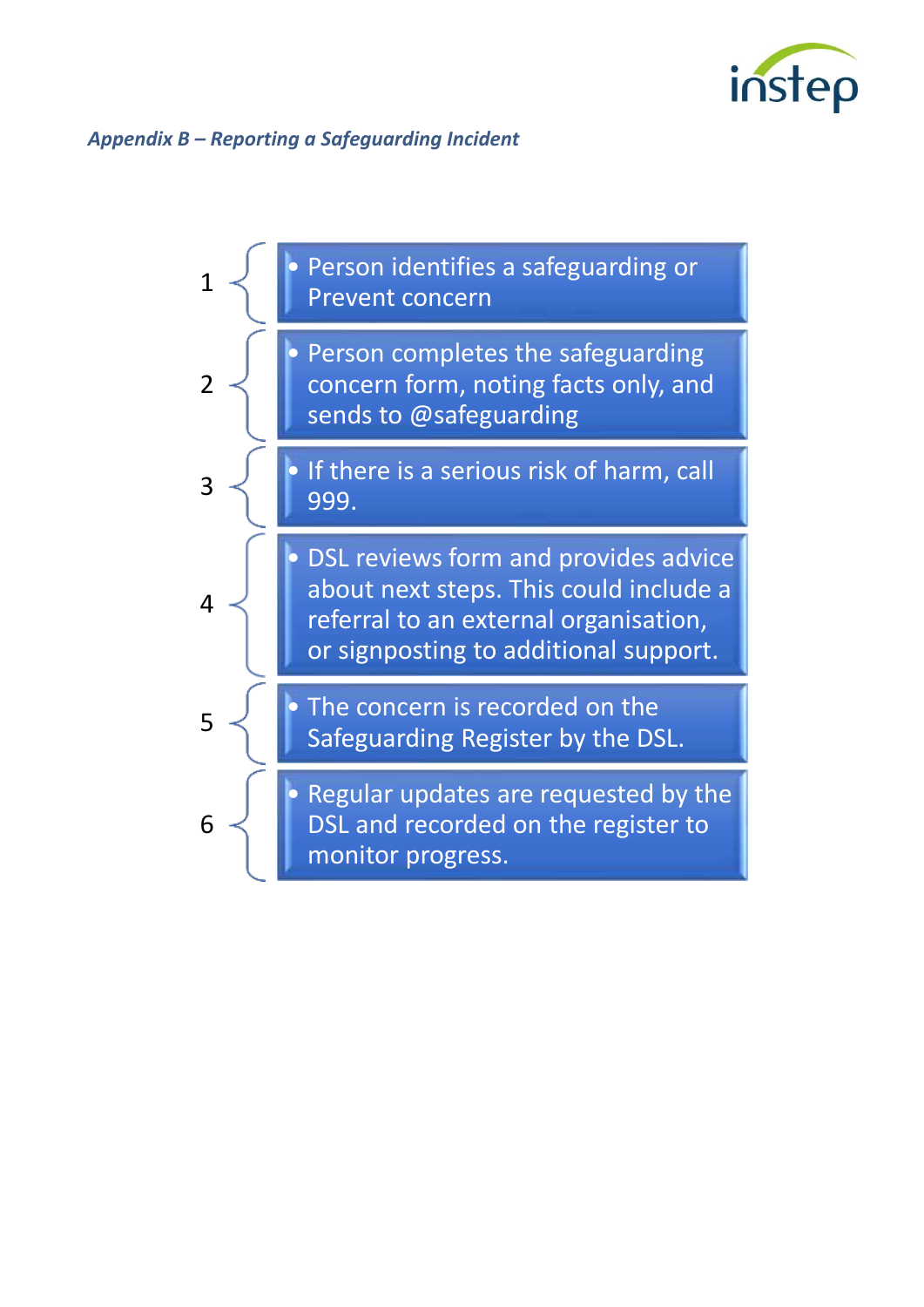*Appendix B – Reporting a Safeguarding Incident*

1. Person identifies a safeguarding or Prevent concern
2. Person completes the safeguarding concern form, noting facts only, and sends to @safeguarding
3. If there is a serious risk of harm, call 999.
4. DSL reviews form and provides advice about next steps. This could include a referral to an external organisation, or signposting to additional support.
5. The concern is recorded on the Safeguarding Register by the DSL.
6. Regular updates are requested by the DSL and recorded on the register to monitor progress.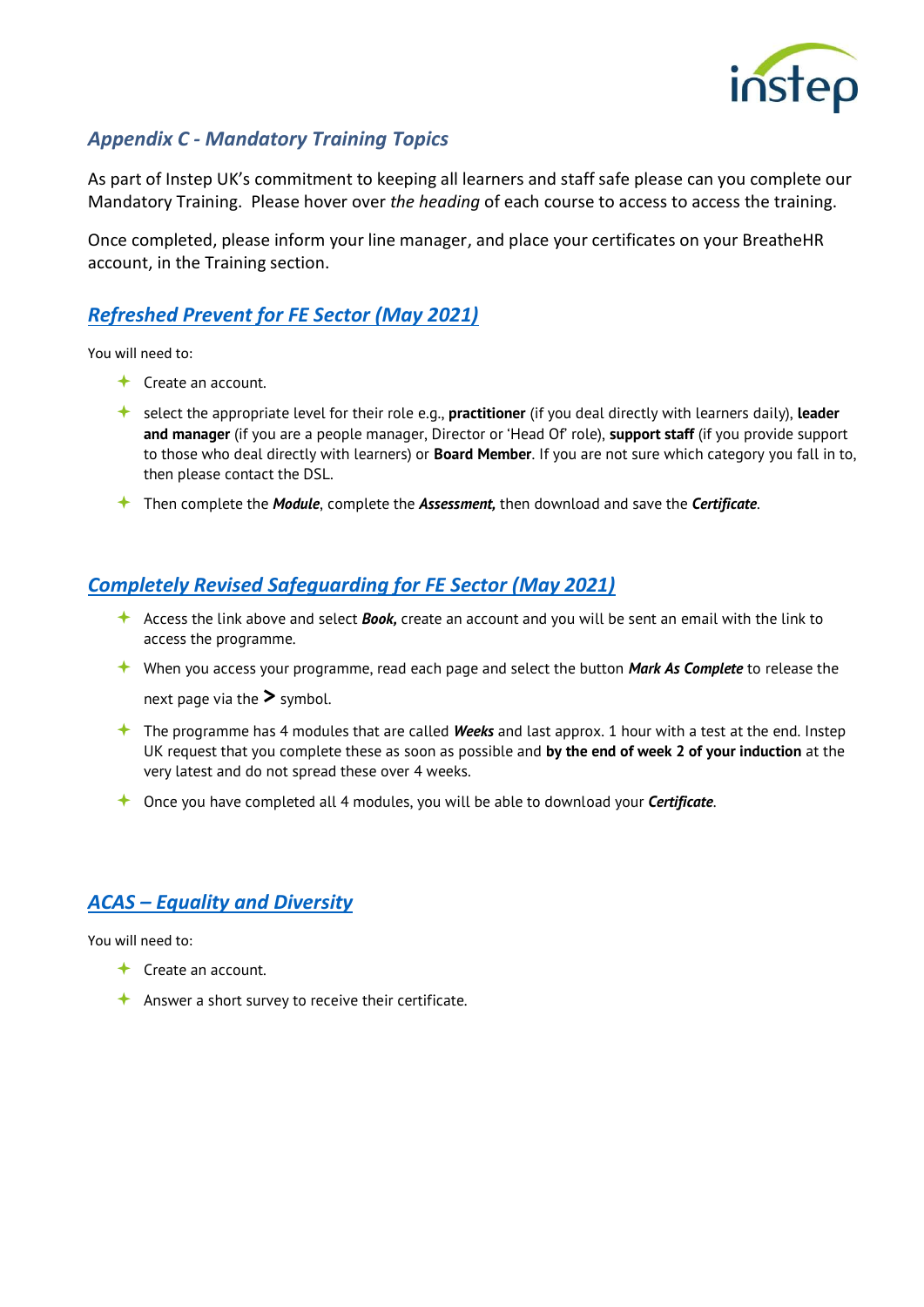## *Appendix C - Mandatory Training Topics*

As part of Instep UK's commitment to keeping all learners and staff safe please can you complete our Mandatory Training. Please hover over *the heading* of each course to access to access the training.

Once completed, please inform your line manager, and place your certificates on your BreatheHR account, in the Training section.

### *Refreshed Prevent for FE Sector (May 2021)*

You will need to:

- Create an account.
- select the appropriate level for their role e.g., **practitioner** (if you deal directly with learners daily), **leader and manager** (if you are a people manager, Director or 'Head Of' role), **support staff** (if you provide support to those who deal directly with learners) or **Board Member**. If you are not sure which category you fall in to, then please contact the DSL.
- Then complete the ***Module***, complete the ***Assessment,*** then download and save the ***Certificate***.

### *Completely Revised Safeguarding for FE Sector (May 2021)*

- Access the link above and select ***Book,*** create an account and you will be sent an email with the link to access the programme.
- When you access your programme, read each page and select the button ***Mark As Complete*** to release the next page via the **>** symbol.
- The programme has 4 modules that are called ***Weeks*** and last approx. 1 hour with a test at the end. Instep UK request that you complete these as soon as possible and **by the end of week 2 of your induction** at the very latest and do not spread these over 4 weeks.
- Once you have completed all 4 modules, you will be able to download your ***Certificate***.

### *ACAS – Equality and Diversity*

You will need to:

- Create an account.
- Answer a short survey to receive their certificate.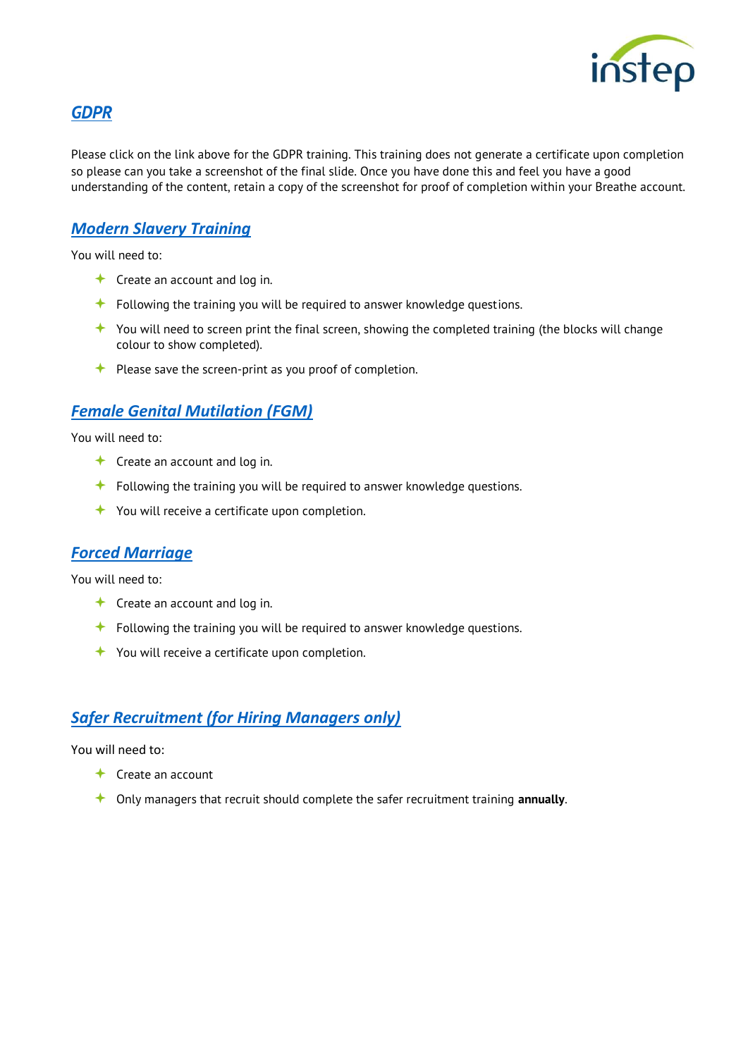## *GDPR*

Please click on the link above for the GDPR training. This training does not generate a certificate upon completion so please can you take a screenshot of the final slide. Once you have done this and feel you have a good understanding of the content, retain a copy of the screenshot for proof of completion within your Breathe account.

## *Modern Slavery Training*

You will need to:

- Create an account and log in.
- Following the training you will be required to answer knowledge questions.
- You will need to screen print the final screen, showing the completed training (the blocks will change colour to show completed).
- Please save the screen-print as you proof of completion.

## *Female Genital Mutilation (FGM)*

You will need to:

- Create an account and log in.
- Following the training you will be required to answer knowledge questions.
- You will receive a certificate upon completion.

## *Forced Marriage*

You will need to:

- Create an account and log in.
- Following the training you will be required to answer knowledge questions.
- You will receive a certificate upon completion.

## *Safer Recruitment (for Hiring Managers only)*

You will need to:

- Create an account
- Only managers that recruit should complete the safer recruitment training **annually**.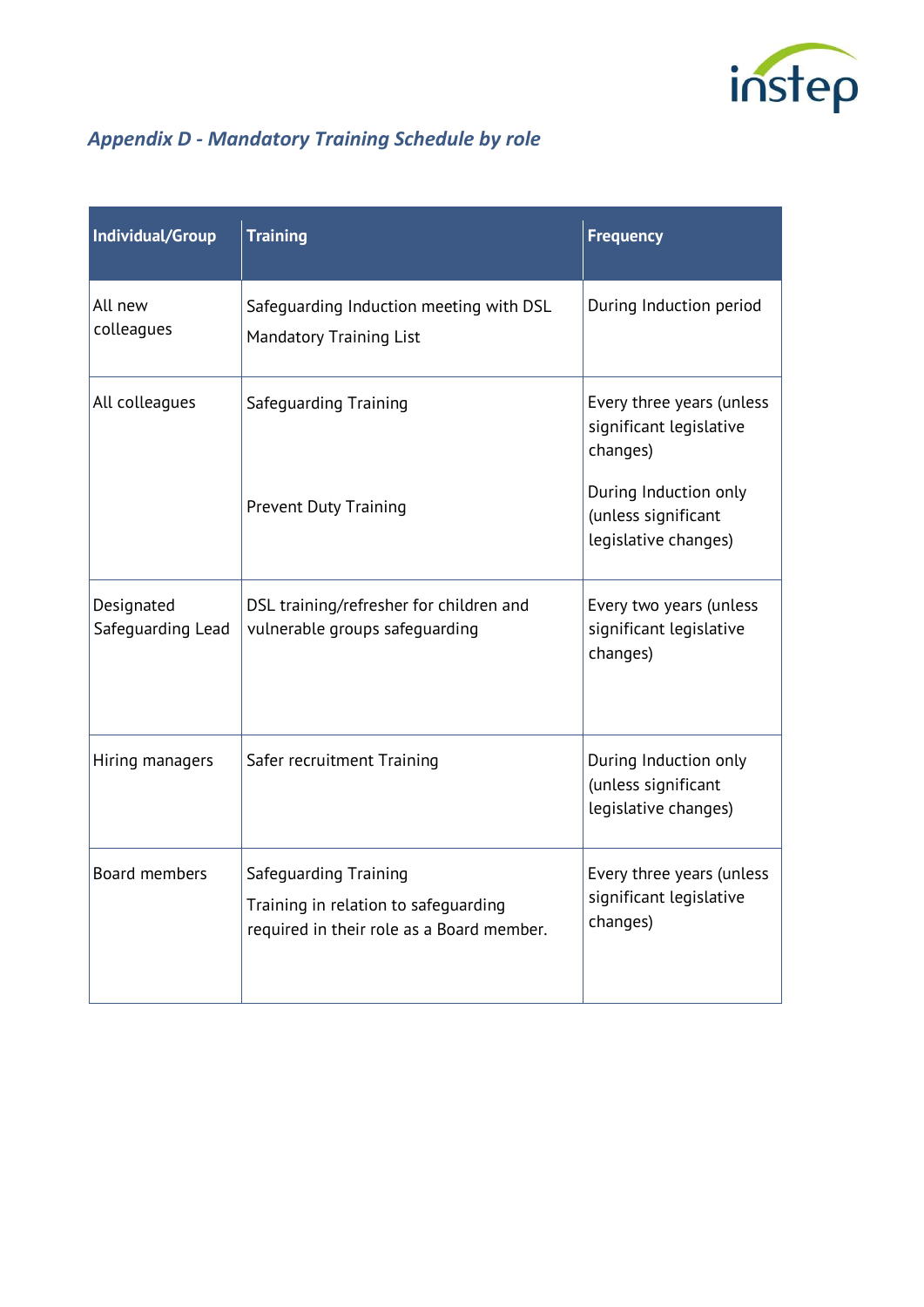## *Appendix D - Mandatory Training Schedule by role*

| Individual/Group | Training | Frequency |
|---|---|---|
| All new colleagues | Safeguarding Induction meeting with DSL<br>Mandatory Training List | During Induction period |
| All colleagues | Safeguarding Training<br><br>Prevent Duty Training | Every three years (unless significant legislative changes)<br><br>During Induction only (unless significant legislative changes) |
| Designated Safeguarding Lead | DSL training/refresher for children and vulnerable groups safeguarding | Every two years (unless significant legislative changes) |
| Hiring managers | Safer recruitment Training | During Induction only (unless significant legislative changes) |
| Board members | Safeguarding Training<br>Training in relation to safeguarding required in their role as a Board member. | Every three years (unless significant legislative changes) |